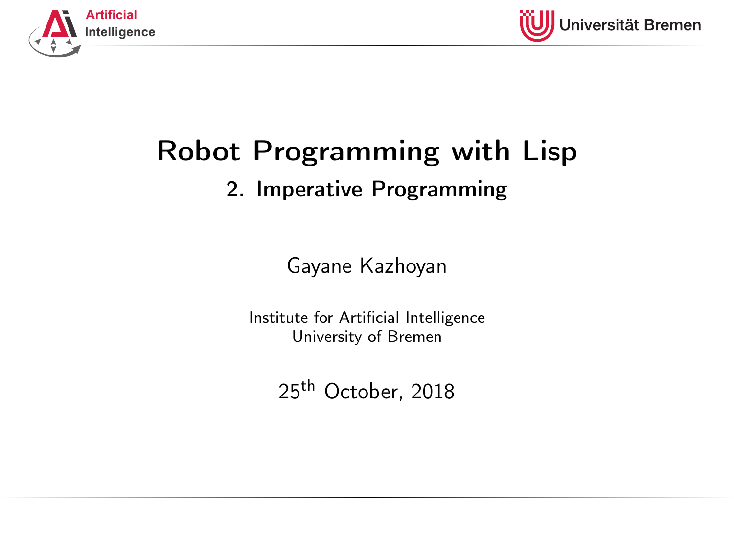# Robot Programming with Lisp

## 2. Imperative Programming

Gayane Kazhoyan

Institute for Artificial Intelligence
University of Bremen

25th October, 2018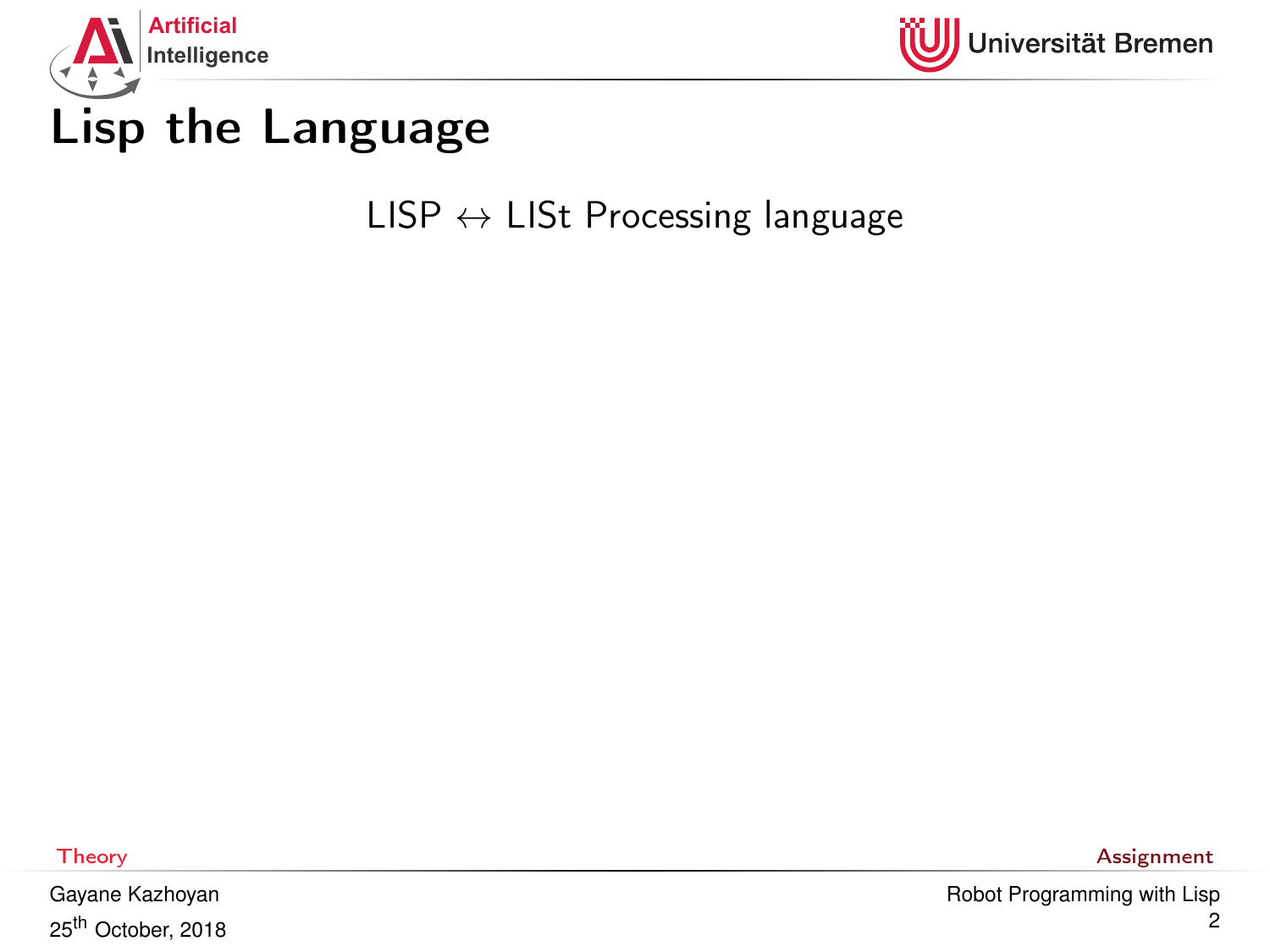# Lisp the Language

LISP $\leftrightarrow$ LISt Processing language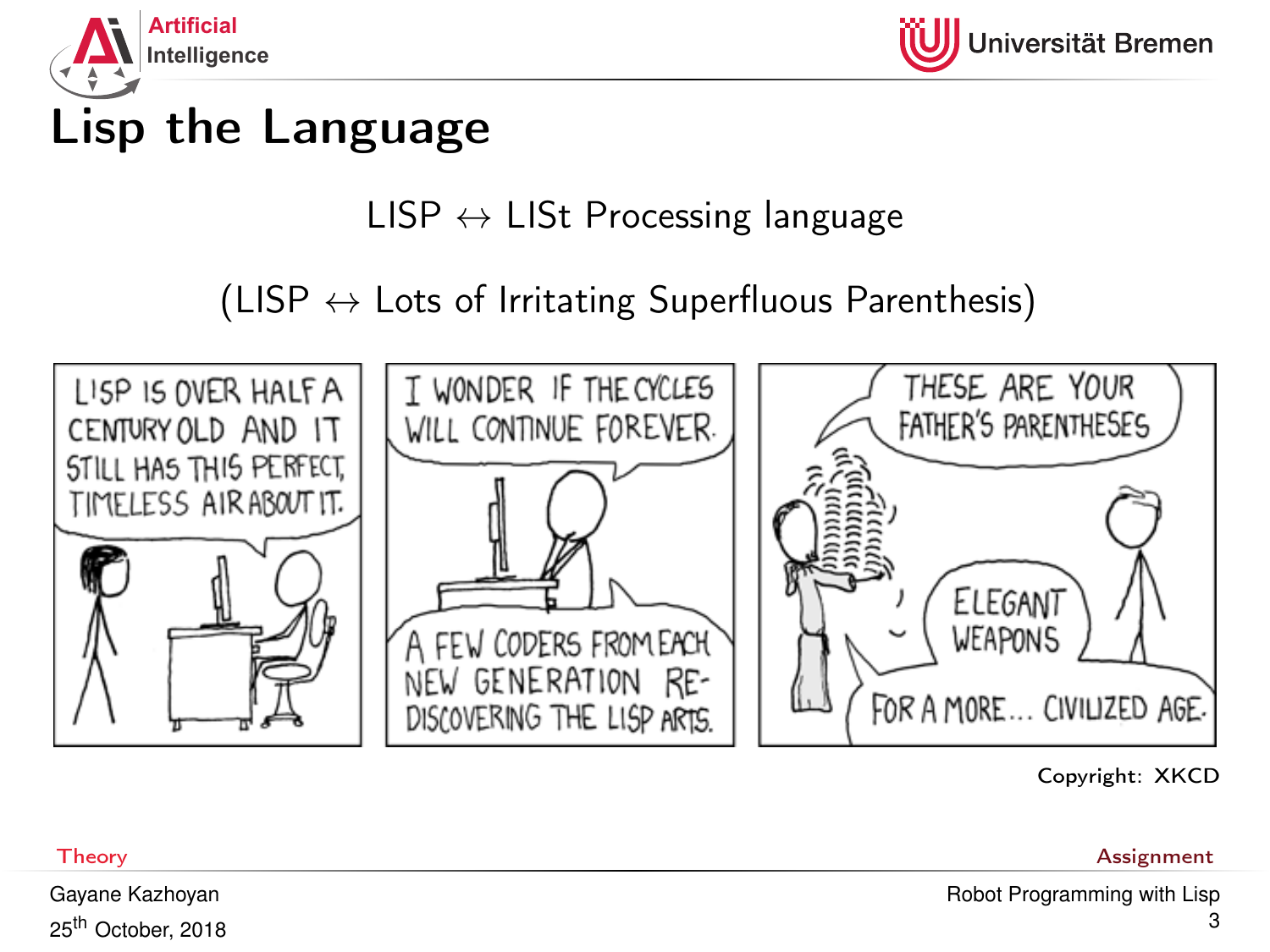# Lisp the Language

LISP $\leftrightarrow$ LISt Processing language

(LISP $\leftrightarrow$ Lots of Irritating Superfluous Parenthesis)

Copyright: XKCD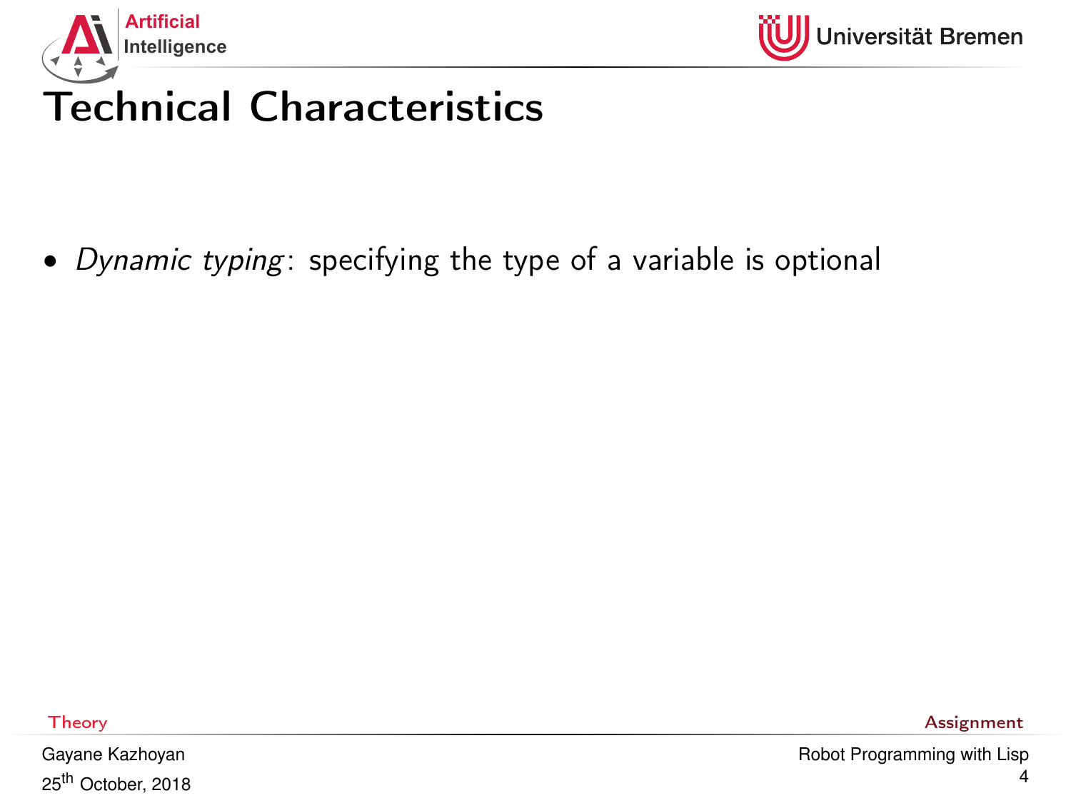# Technical Characteristics

- *Dynamic typing*: specifying the type of a variable is optional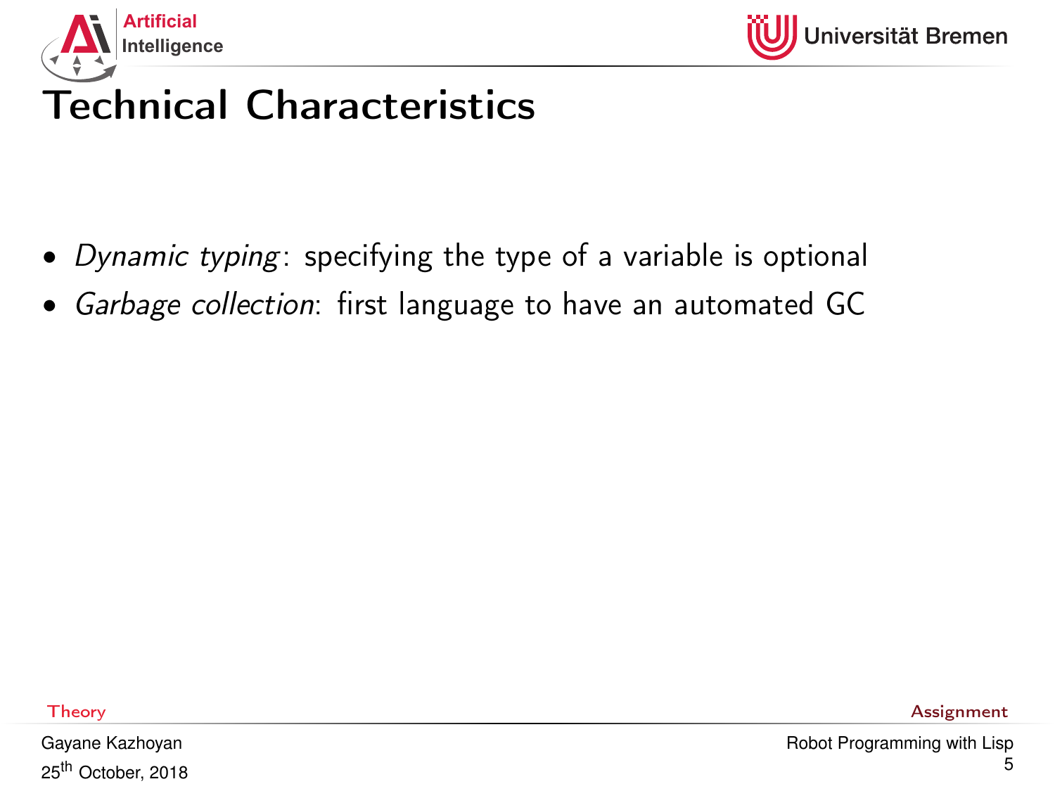# Technical Characteristics

- *Dynamic typing*: specifying the type of a variable is optional
- *Garbage collection*: first language to have an automated GC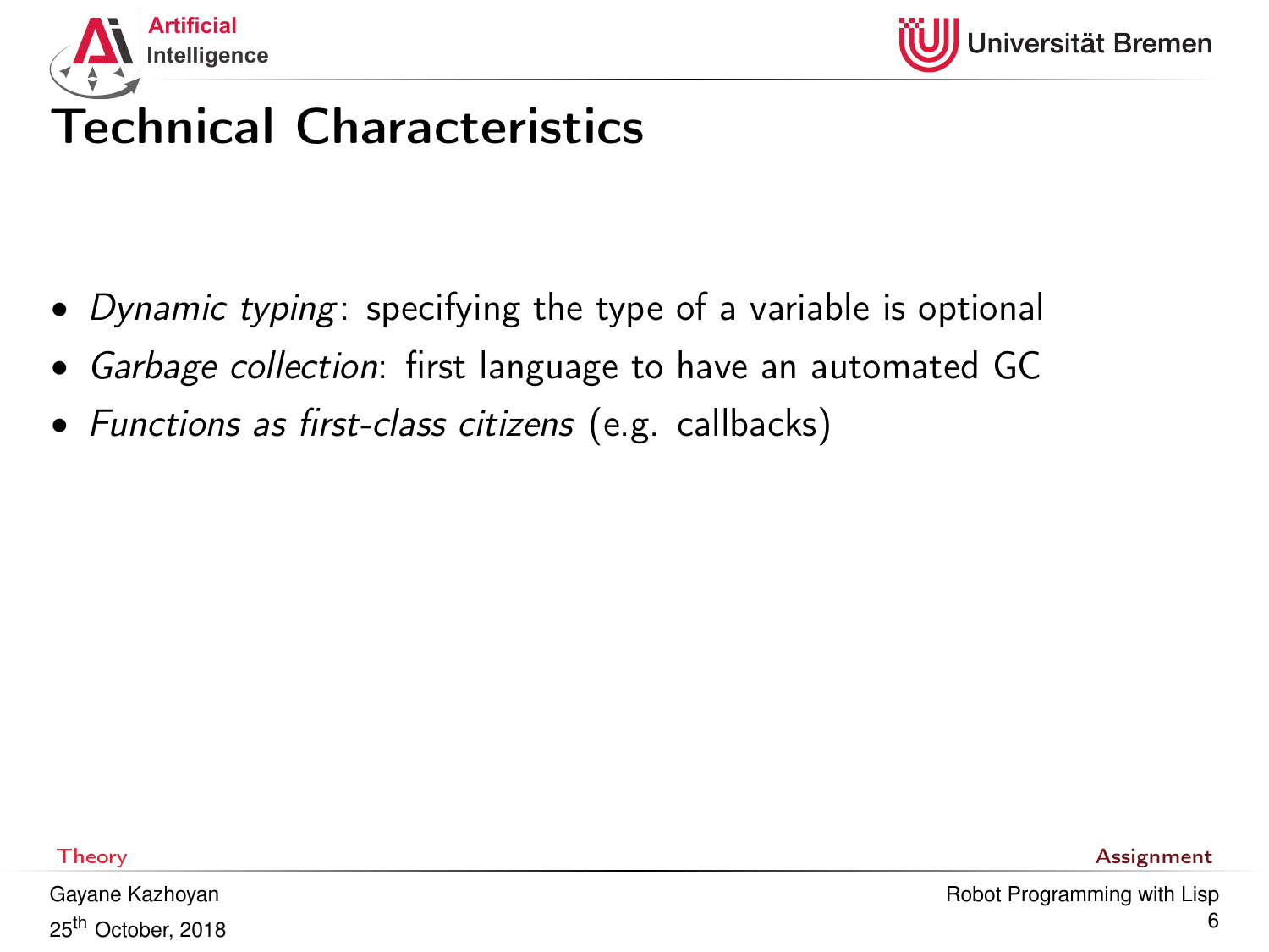# Technical Characteristics

- *Dynamic typing*: specifying the type of a variable is optional
- *Garbage collection*: first language to have an automated GC
- *Functions as first-class citizens* (e.g. callbacks)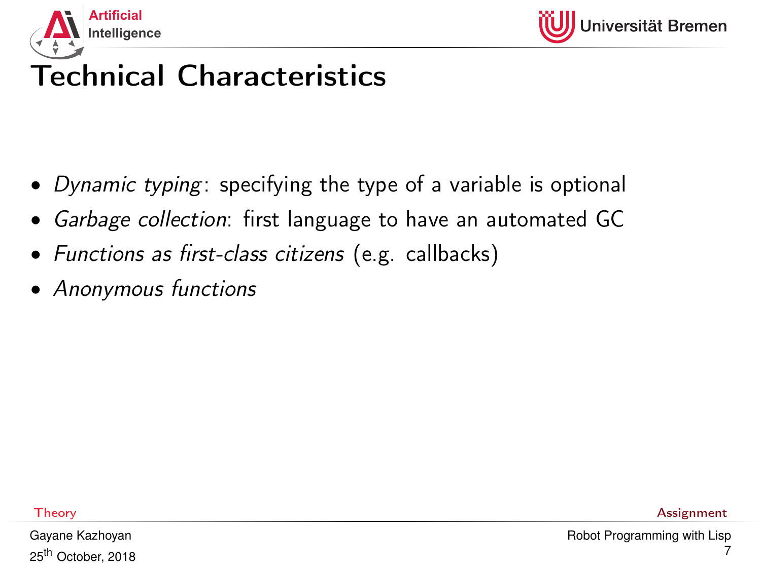# Technical Characteristics

- *Dynamic typing*: specifying the type of a variable is optional
- *Garbage collection*: first language to have an automated GC
- *Functions as first-class citizens* (e.g. callbacks)
- *Anonymous functions*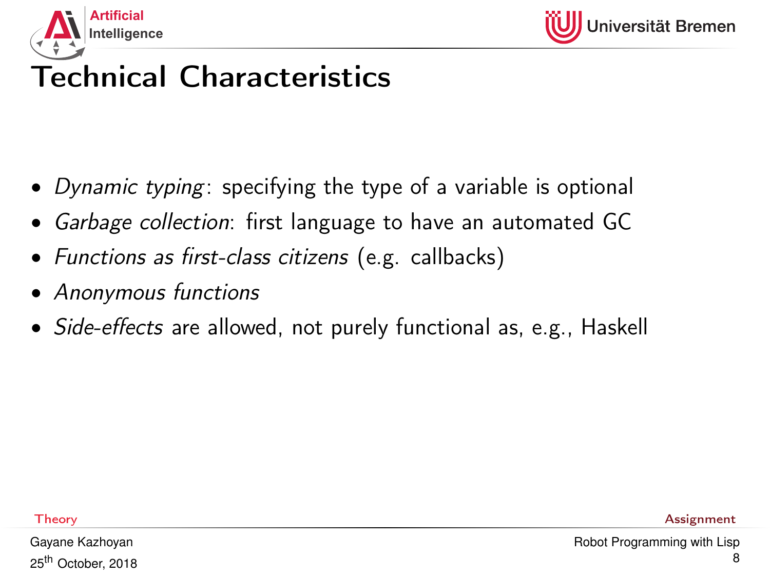# Technical Characteristics

- *Dynamic typing*: specifying the type of a variable is optional
- *Garbage collection*: first language to have an automated GC
- *Functions as first-class citizens* (e.g. callbacks)
- *Anonymous functions*
- *Side-effects* are allowed, not purely functional as, e.g., Haskell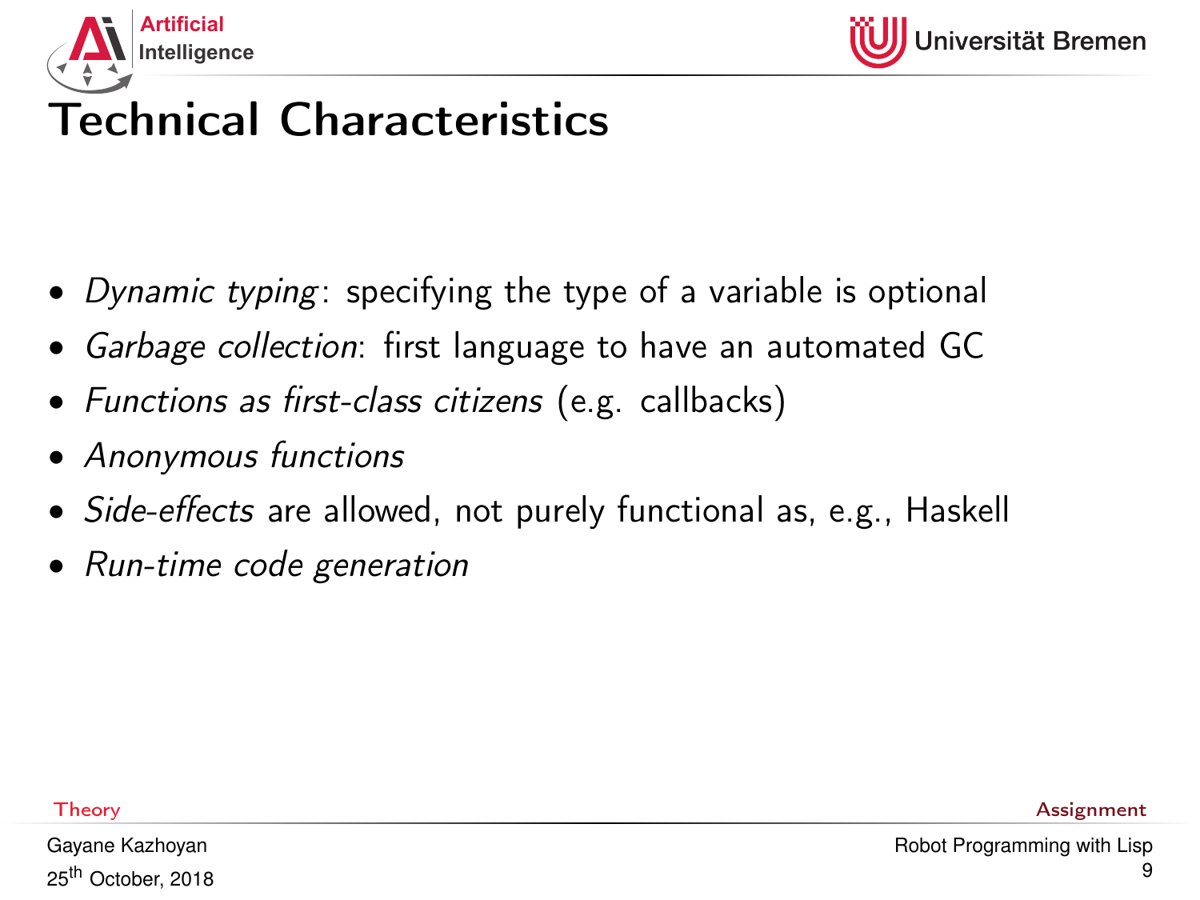# Technical Characteristics

- *Dynamic typing*: specifying the type of a variable is optional
- *Garbage collection*: first language to have an automated GC
- *Functions as first-class citizens* (e.g. callbacks)
- *Anonymous functions*
- *Side-effects* are allowed, not purely functional as, e.g., Haskell
- *Run-time code generation*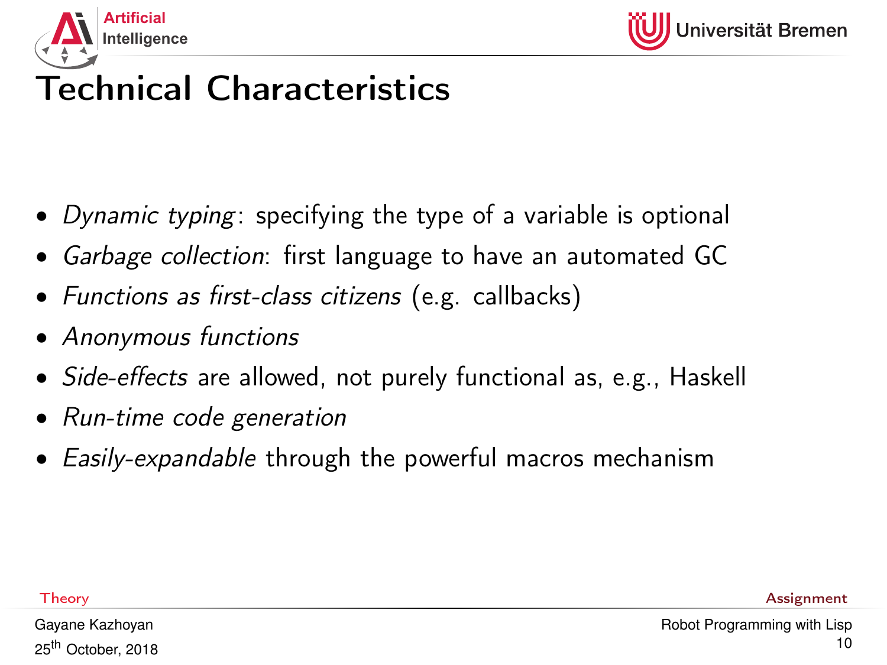# Technical Characteristics

- *Dynamic typing*: specifying the type of a variable is optional
- *Garbage collection*: first language to have an automated GC
- *Functions as first-class citizens* (e.g. callbacks)
- *Anonymous functions*
- *Side-effects* are allowed, not purely functional as, e.g., Haskell
- *Run-time code generation*
- *Easily-expandable* through the powerful macros mechanism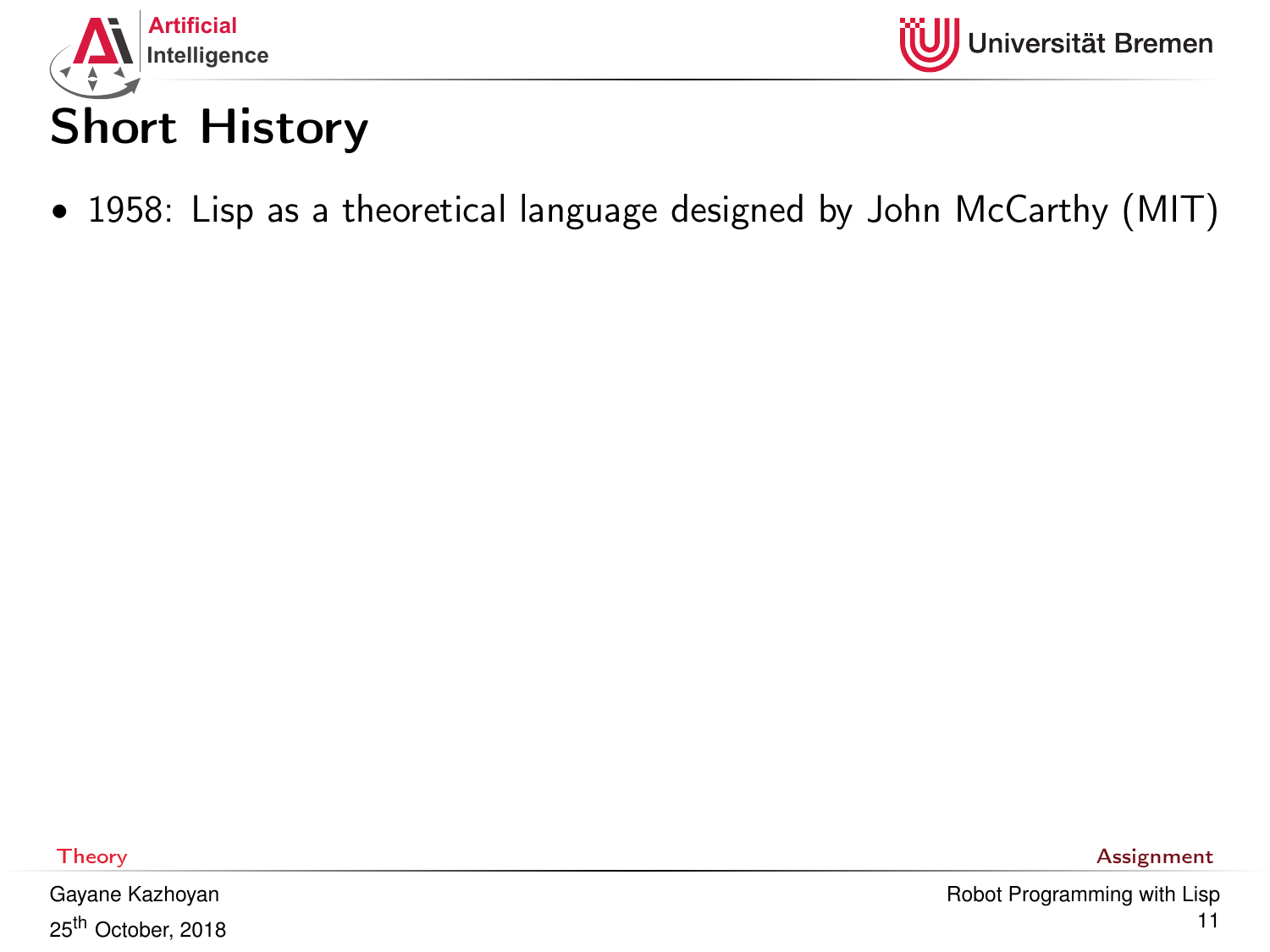# Short History

- 1958: Lisp as a theoretical language designed by John McCarthy (MIT)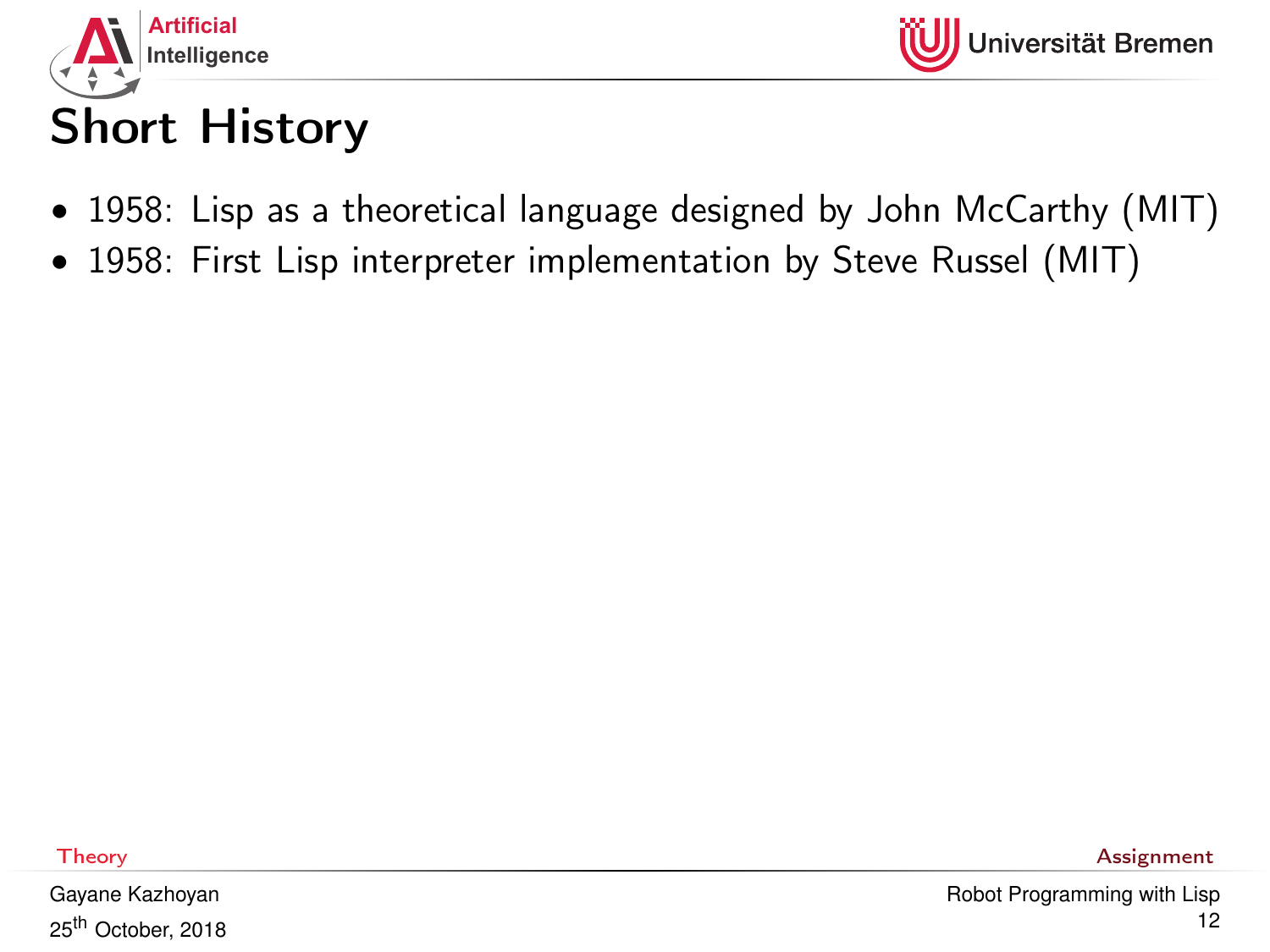# Short History

- 1958: Lisp as a theoretical language designed by John McCarthy (MIT)
- 1958: First Lisp interpreter implementation by Steve Russel (MIT)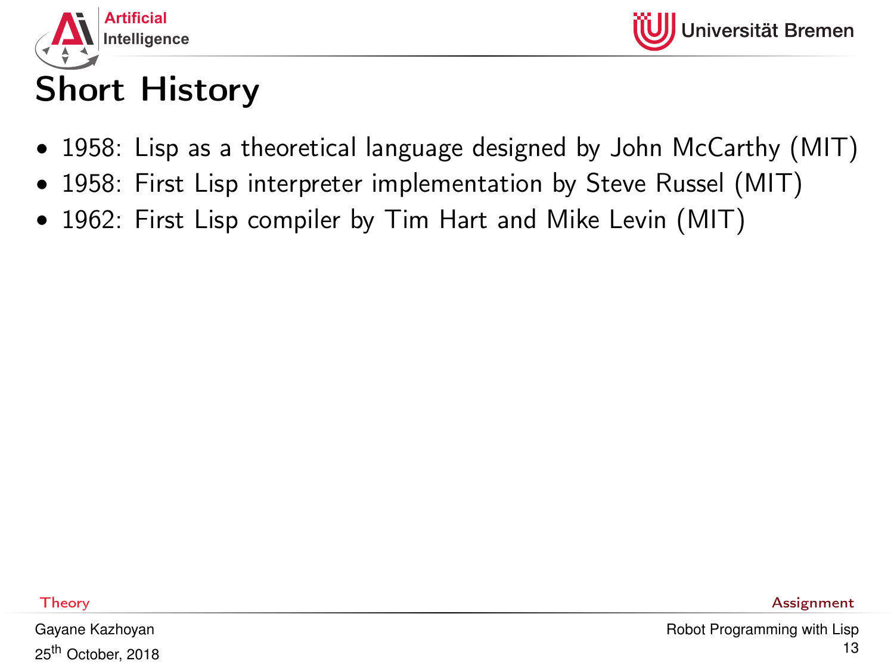# Short History

- 1958: Lisp as a theoretical language designed by John McCarthy (MIT)
- 1958: First Lisp interpreter implementation by Steve Russel (MIT)
- 1962: First Lisp compiler by Tim Hart and Mike Levin (MIT)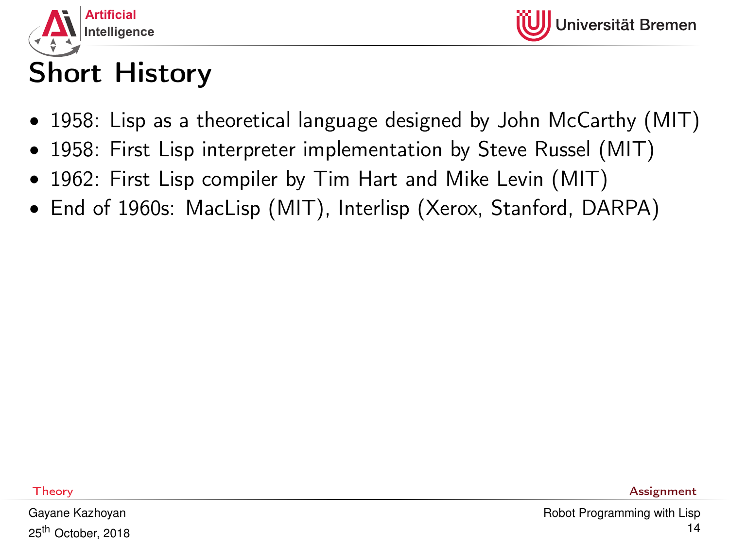# Short History

- 1958: Lisp as a theoretical language designed by John McCarthy (MIT)
- 1958: First Lisp interpreter implementation by Steve Russel (MIT)
- 1962: First Lisp compiler by Tim Hart and Mike Levin (MIT)
- End of 1960s: MacLisp (MIT), Interlisp (Xerox, Stanford, DARPA)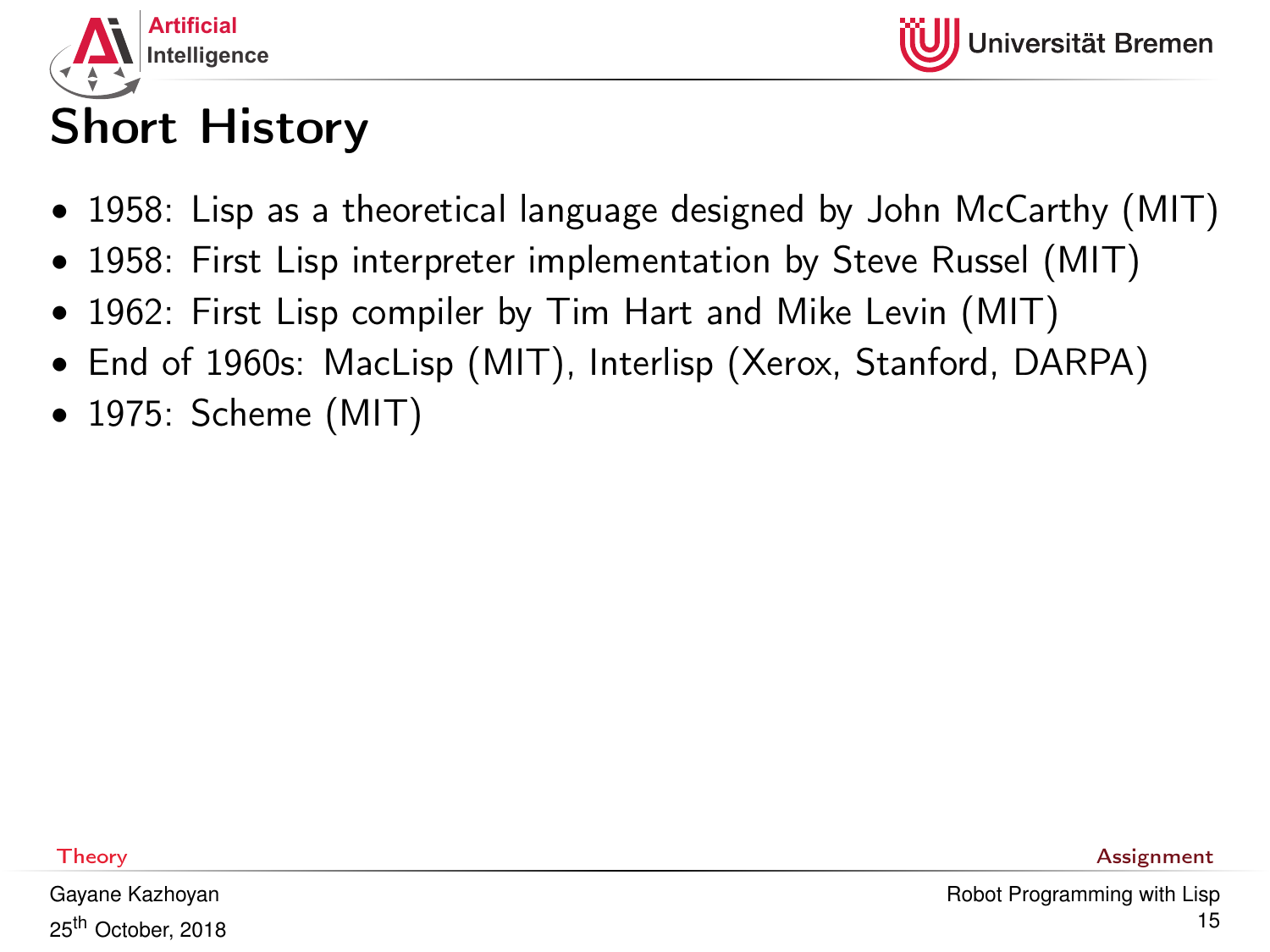# Short History

- 1958: Lisp as a theoretical language designed by John McCarthy (MIT)
- 1958: First Lisp interpreter implementation by Steve Russel (MIT)
- 1962: First Lisp compiler by Tim Hart and Mike Levin (MIT)
- End of 1960s: MacLisp (MIT), Interlisp (Xerox, Stanford, DARPA)
- 1975: Scheme (MIT)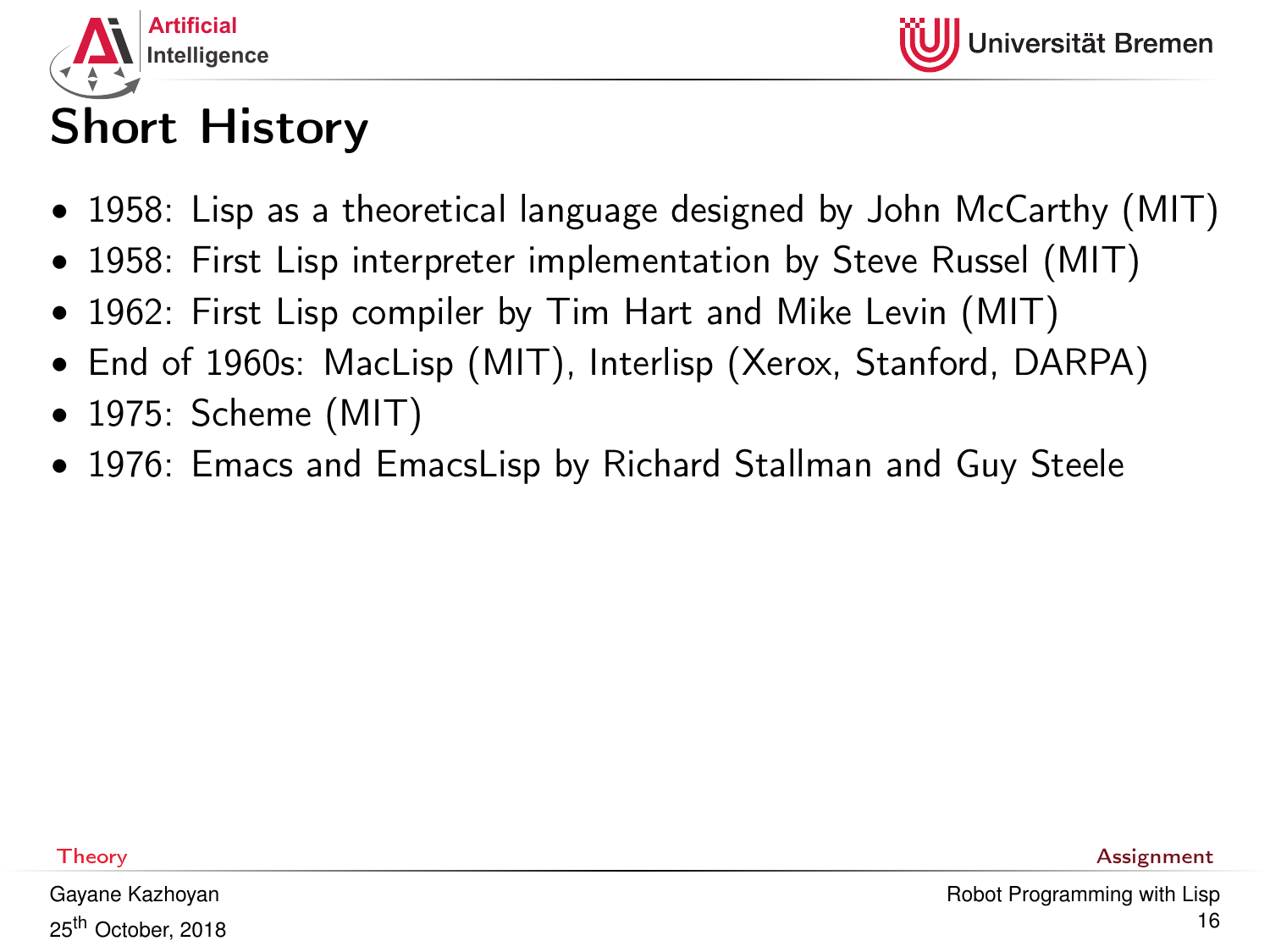# Short History

- 1958: Lisp as a theoretical language designed by John McCarthy (MIT)
- 1958: First Lisp interpreter implementation by Steve Russel (MIT)
- 1962: First Lisp compiler by Tim Hart and Mike Levin (MIT)
- End of 1960s: MacLisp (MIT), Interlisp (Xerox, Stanford, DARPA)
- 1975: Scheme (MIT)
- 1976: Emacs and EmacsLisp by Richard Stallman and Guy Steele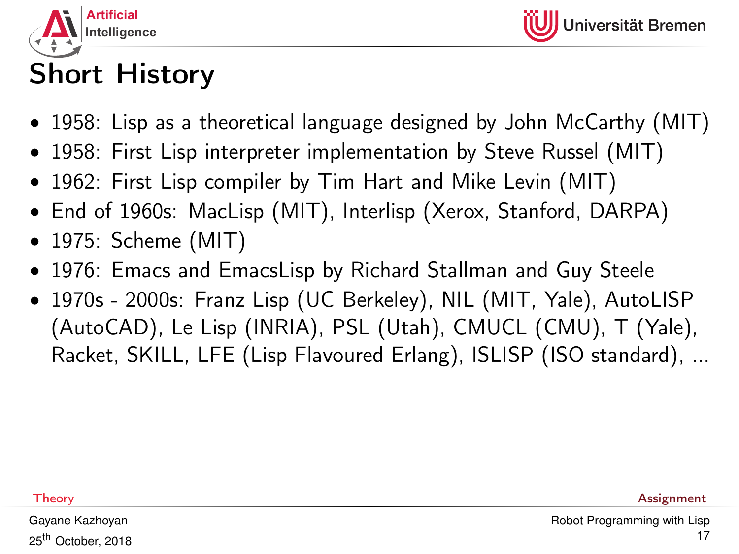# Short History

- 1958: Lisp as a theoretical language designed by John McCarthy (MIT)
- 1958: First Lisp interpreter implementation by Steve Russel (MIT)
- 1962: First Lisp compiler by Tim Hart and Mike Levin (MIT)
- End of 1960s: MacLisp (MIT), Interlisp (Xerox, Stanford, DARPA)
- 1975: Scheme (MIT)
- 1976: Emacs and EmacsLisp by Richard Stallman and Guy Steele
- 1970s - 2000s: Franz Lisp (UC Berkeley), NIL (MIT, Yale), AutoLISP (AutoCAD), Le Lisp (INRIA), PSL (Utah), CMUCL (CMU), T (Yale), Racket, SKILL, LFE (Lisp Flavoured Erlang), ISLISP (ISO standard), ...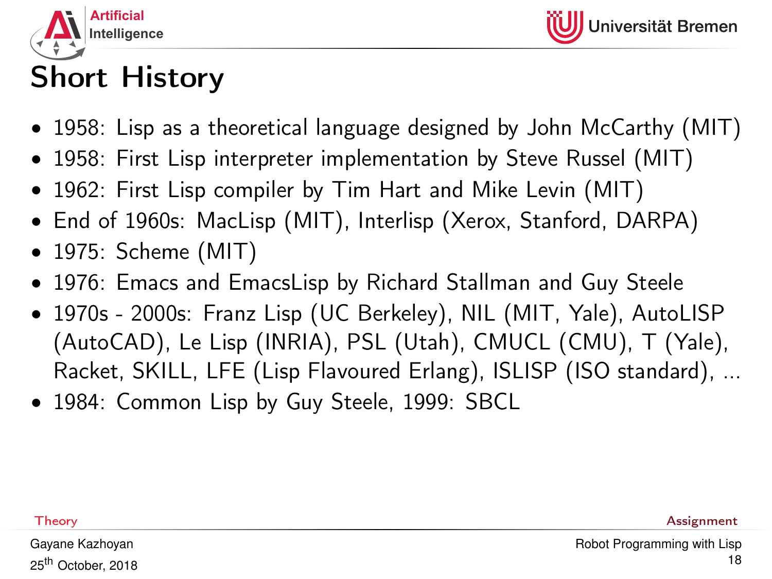# Short History

- 1958: Lisp as a theoretical language designed by John McCarthy (MIT)
- 1958: First Lisp interpreter implementation by Steve Russel (MIT)
- 1962: First Lisp compiler by Tim Hart and Mike Levin (MIT)
- End of 1960s: MacLisp (MIT), Interlisp (Xerox, Stanford, DARPA)
- 1975: Scheme (MIT)
- 1976: Emacs and EmacsLisp by Richard Stallman and Guy Steele
- 1970s - 2000s: Franz Lisp (UC Berkeley), NIL (MIT, Yale), AutoLISP (AutoCAD), Le Lisp (INRIA), PSL (Utah), CMUCL (CMU), T (Yale), Racket, SKILL, LFE (Lisp Flavoured Erlang), ISLISP (ISO standard), ...
- 1984: Common Lisp by Guy Steele, 1999: SBCL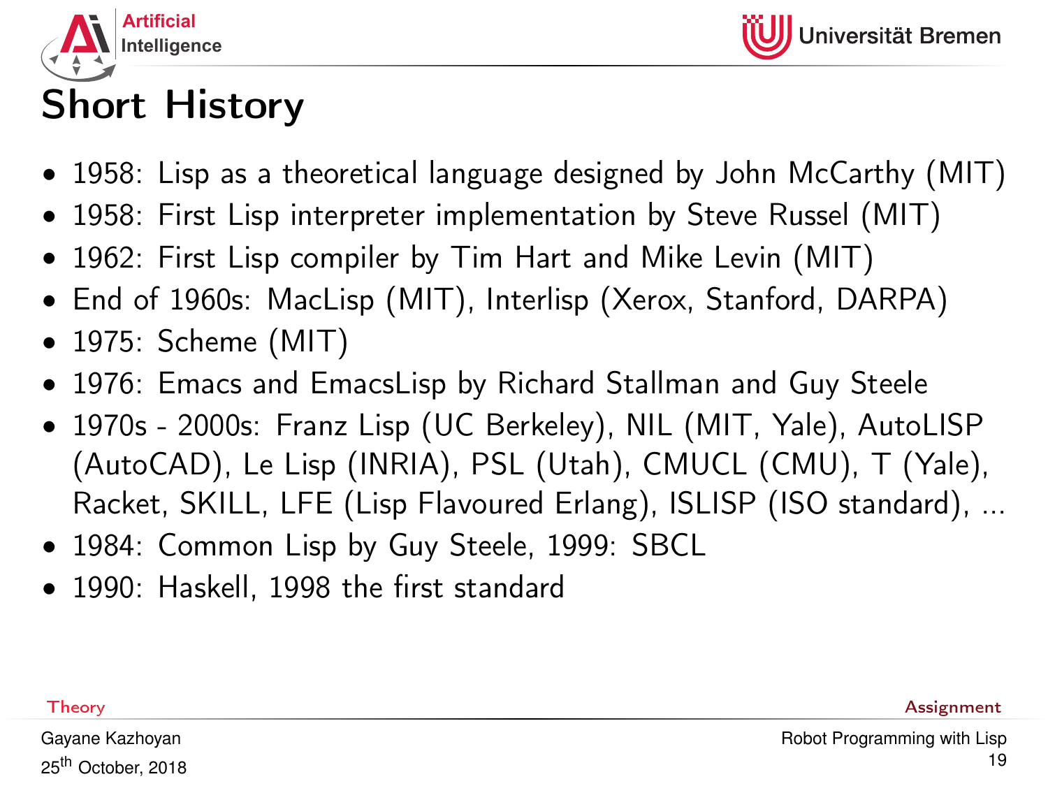# Short History

- 1958: Lisp as a theoretical language designed by John McCarthy (MIT)
- 1958: First Lisp interpreter implementation by Steve Russel (MIT)
- 1962: First Lisp compiler by Tim Hart and Mike Levin (MIT)
- End of 1960s: MacLisp (MIT), Interlisp (Xerox, Stanford, DARPA)
- 1975: Scheme (MIT)
- 1976: Emacs and EmacsLisp by Richard Stallman and Guy Steele
- 1970s - 2000s: Franz Lisp (UC Berkeley), NIL (MIT, Yale), AutoLISP (AutoCAD), Le Lisp (INRIA), PSL (Utah), CMUCL (CMU), T (Yale), Racket, SKILL, LFE (Lisp Flavoured Erlang), ISLISP (ISO standard), ...
- 1984: Common Lisp by Guy Steele, 1999: SBCL
- 1990: Haskell, 1998 the first standard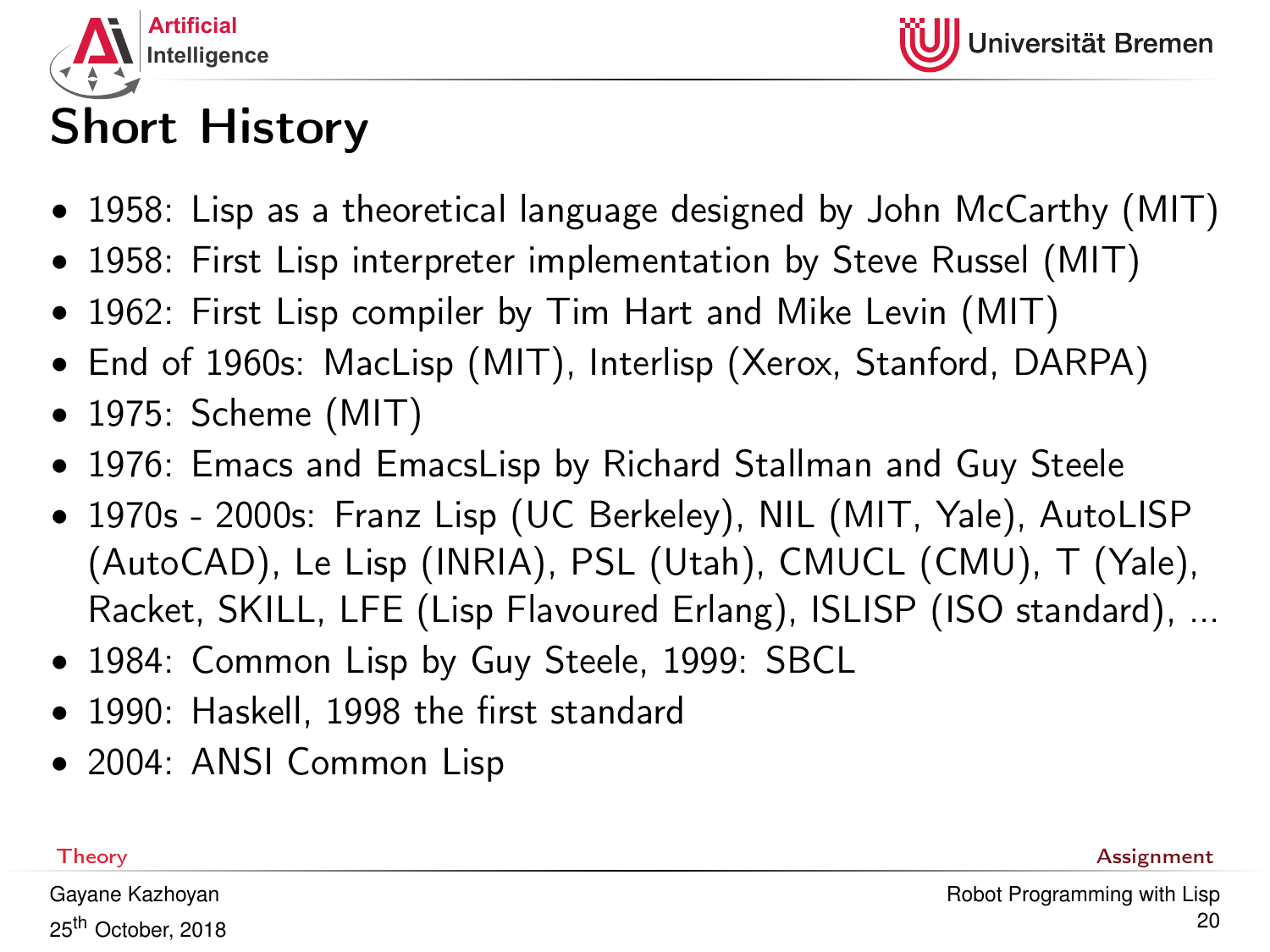# Short History

- 1958: Lisp as a theoretical language designed by John McCarthy (MIT)
- 1958: First Lisp interpreter implementation by Steve Russel (MIT)
- 1962: First Lisp compiler by Tim Hart and Mike Levin (MIT)
- End of 1960s: MacLisp (MIT), Interlisp (Xerox, Stanford, DARPA)
- 1975: Scheme (MIT)
- 1976: Emacs and EmacsLisp by Richard Stallman and Guy Steele
- 1970s - 2000s: Franz Lisp (UC Berkeley), NIL (MIT, Yale), AutoLISP (AutoCAD), Le Lisp (INRIA), PSL (Utah), CMUCL (CMU), T (Yale), Racket, SKILL, LFE (Lisp Flavoured Erlang), ISLISP (ISO standard), ...
- 1984: Common Lisp by Guy Steele, 1999: SBCL
- 1990: Haskell, 1998 the first standard
- 2004: ANSI Common Lisp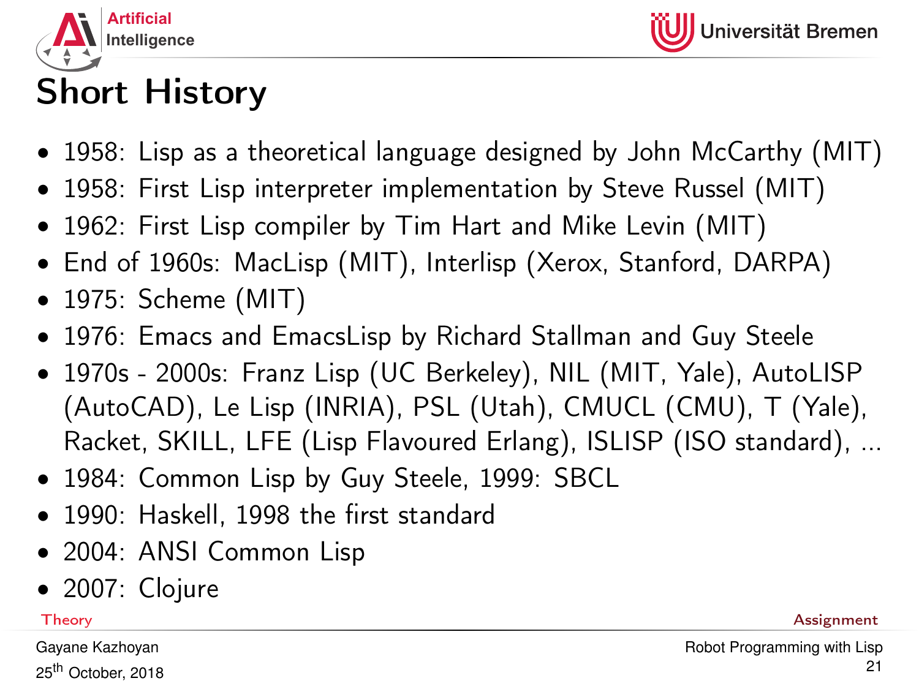# Short History

- 1958: Lisp as a theoretical language designed by John McCarthy (MIT)
- 1958: First Lisp interpreter implementation by Steve Russel (MIT)
- 1962: First Lisp compiler by Tim Hart and Mike Levin (MIT)
- End of 1960s: MacLisp (MIT), Interlisp (Xerox, Stanford, DARPA)
- 1975: Scheme (MIT)
- 1976: Emacs and EmacsLisp by Richard Stallman and Guy Steele
- 1970s - 2000s: Franz Lisp (UC Berkeley), NIL (MIT, Yale), AutoLISP (AutoCAD), Le Lisp (INRIA), PSL (Utah), CMUCL (CMU), T (Yale), Racket, SKILL, LFE (Lisp Flavoured Erlang), ISLISP (ISO standard), ...
- 1984: Common Lisp by Guy Steele, 1999: SBCL
- 1990: Haskell, 1998 the first standard
- 2004: ANSI Common Lisp
- 2007: Clojure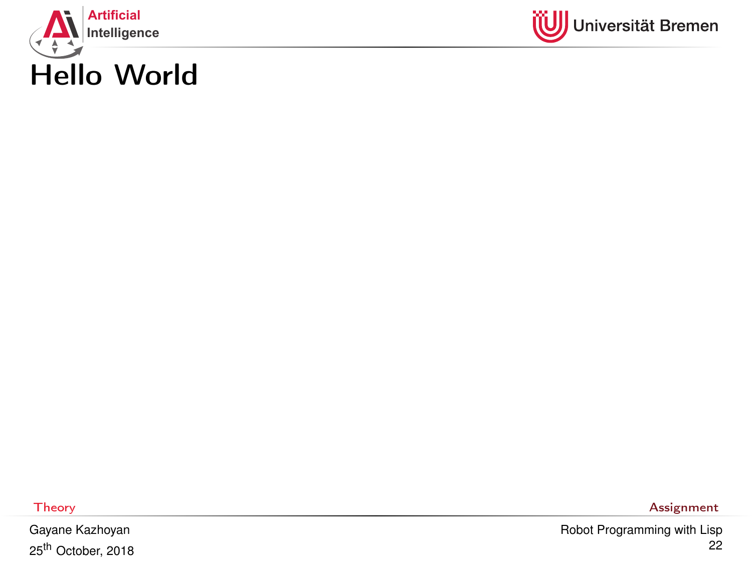# Hello World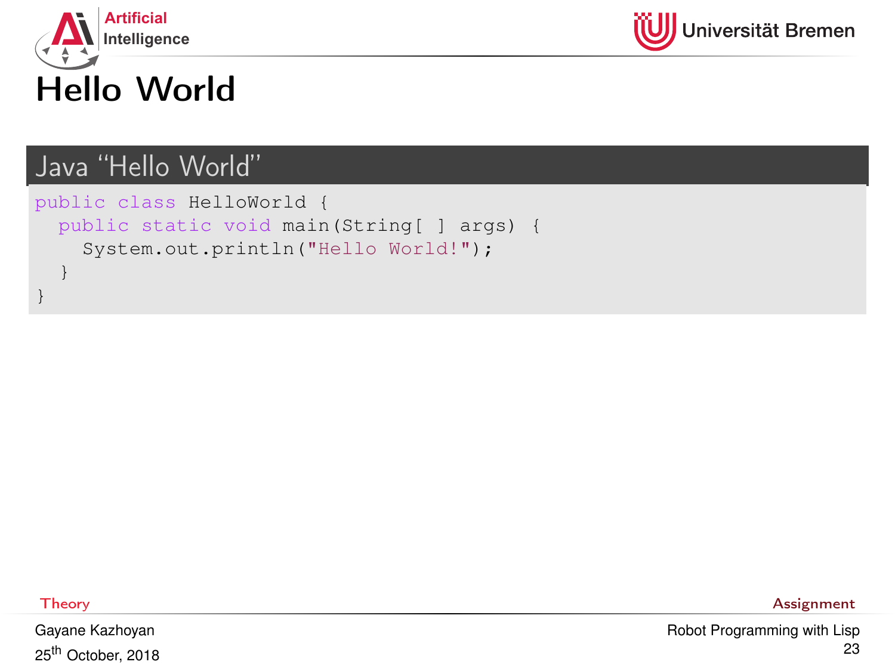# Hello World

## Java "Hello World"

```
public class HelloWorld {
  public static void main(String[ ] args) {
    System.out.println("Hello World!");
  }
}
```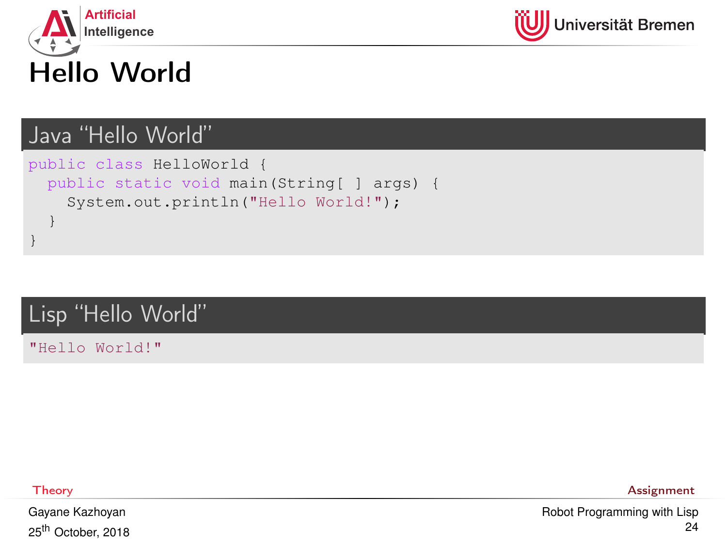# Hello World

## Java "Hello World"

```java
public class HelloWorld {
  public static void main(String[ ] args) {
    System.out.println("Hello World!");
  }
}
```

## Lisp "Hello World"

```lisp
"Hello World!"
```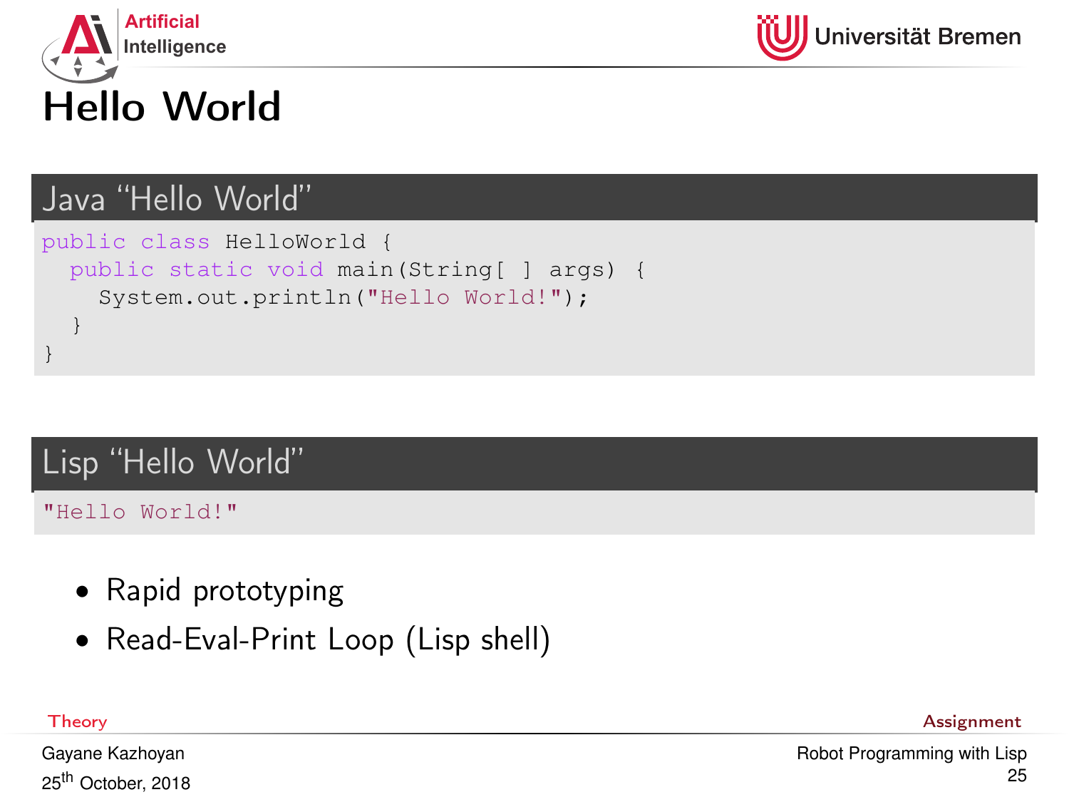# Hello World

## Java "Hello World"

```java
public class HelloWorld {
  public static void main(String[ ] args) {
    System.out.println("Hello World!");
  }
}
```

## Lisp "Hello World"

```lisp
"Hello World!"
```

- Rapid prototyping
- Read-Eval-Print Loop (Lisp shell)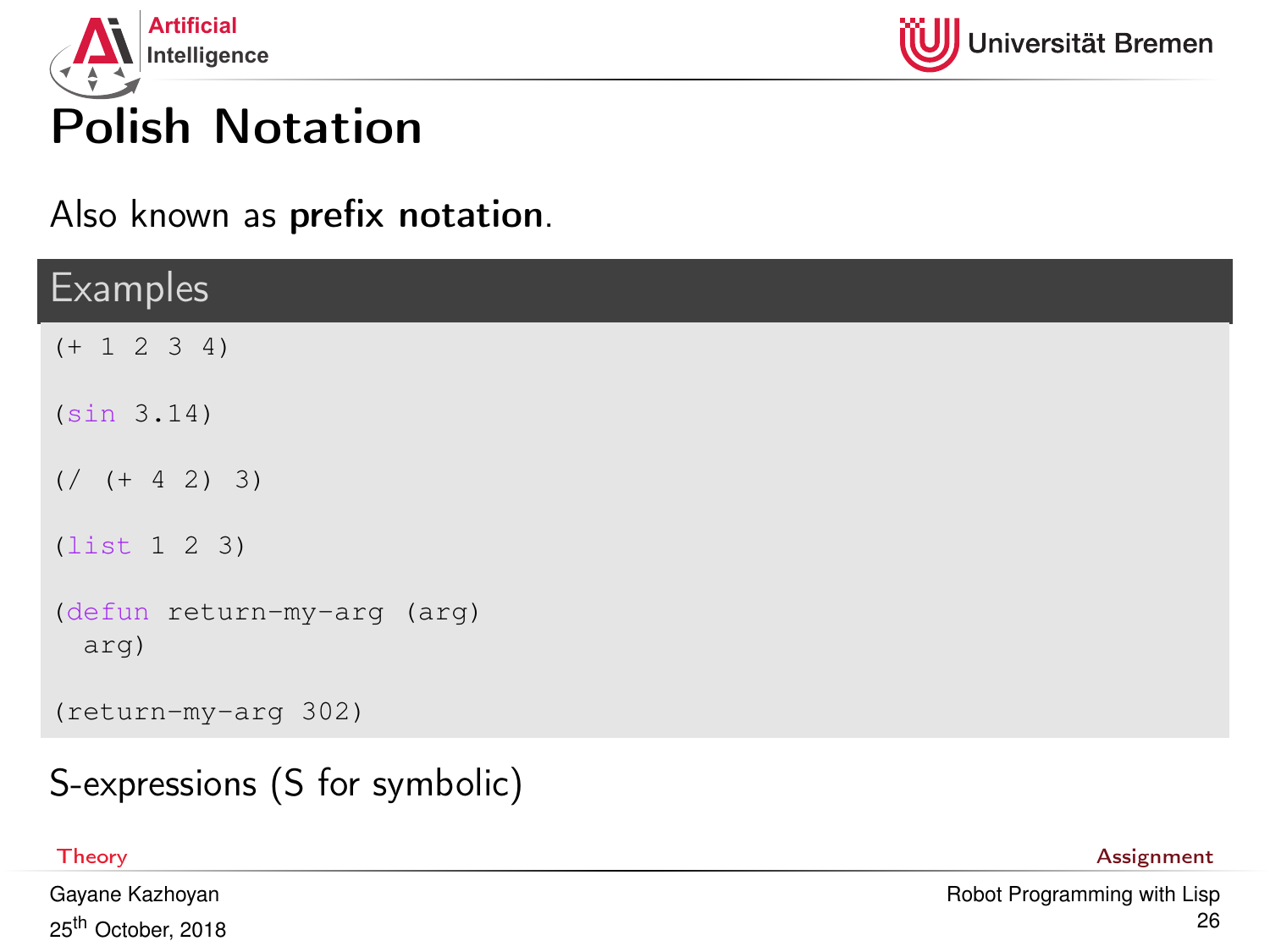# Polish Notation

Also known as **prefix notation**.

**Examples**

```
(+ 1 2 3 4)

(sin 3.14)

(/ (+ 4 2) 3)

(list 1 2 3)

(defun return-my-arg (arg)
  arg)

(return-my-arg 302)
```

S-expressions (S for symbolic)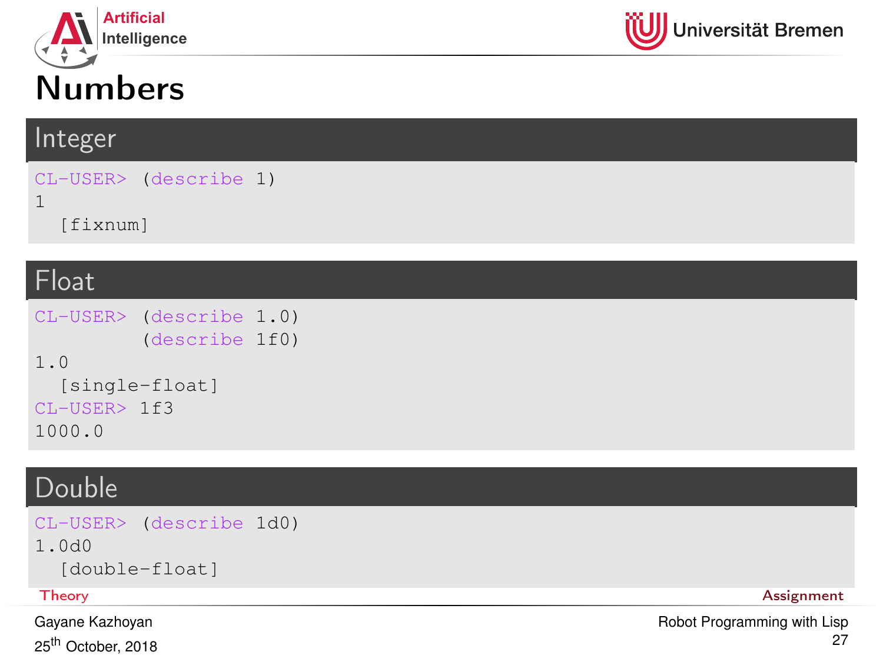# Numbers

## Integer

```
CL-USER> (describe 1)
1
  [fixnum]
```

## Float

```
CL-USER> (describe 1.0)
         (describe 1f0)
1.0
  [single-float]
CL-USER> 1f3
1000.0
```

## Double

```
CL-USER> (describe 1d0)
1.0d0
  [double-float]
```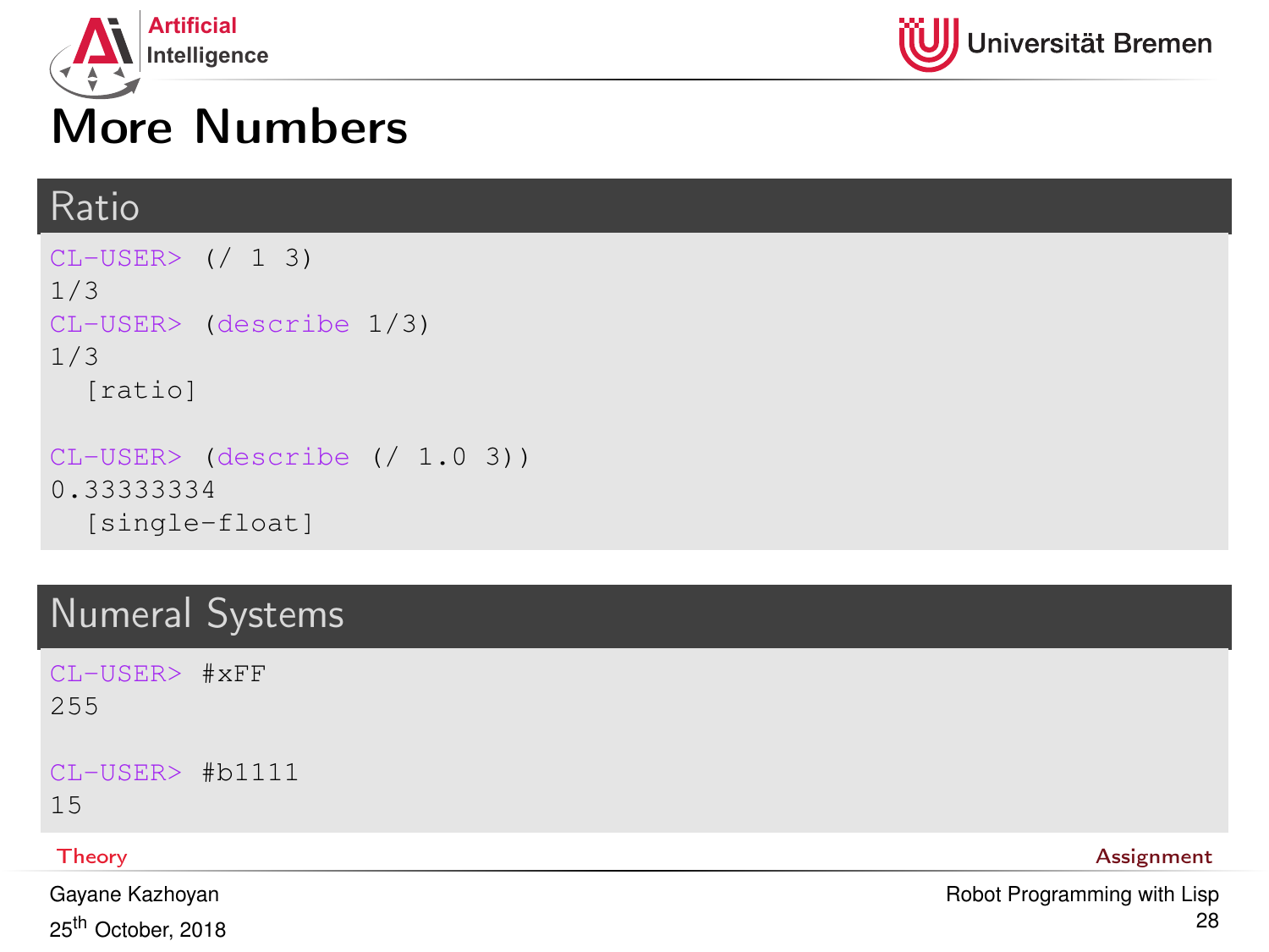# More Numbers

## Ratio

```
CL-USER> (/ 1 3)
1/3
CL-USER> (describe 1/3)
1/3
  [ratio]

CL-USER> (describe (/ 1.0 3))
0.33333334
  [single-float]
```

## Numeral Systems

```
CL-USER> #xFF
255

CL-USER> #b1111
15
```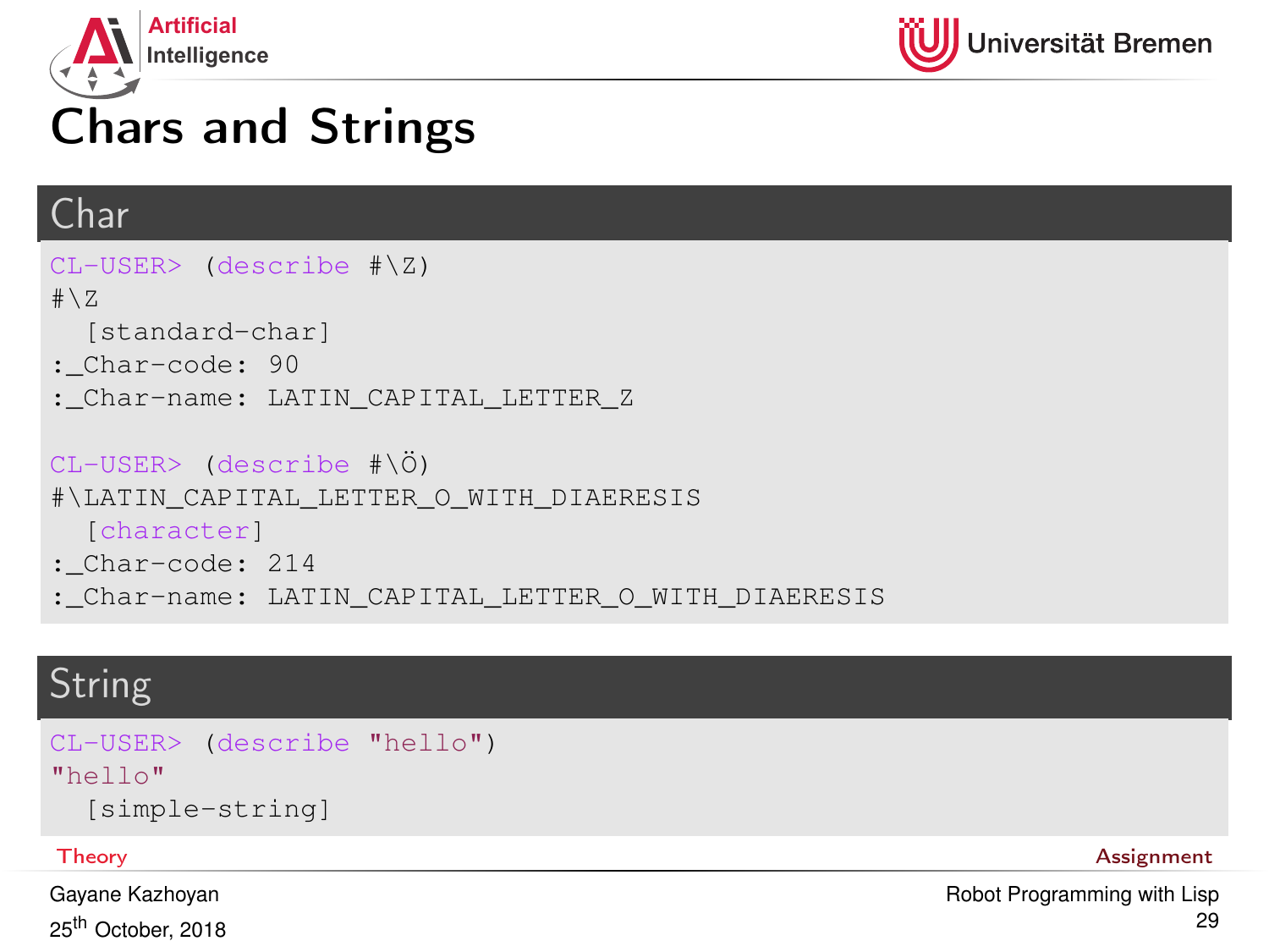# Chars and Strings

## Char

```
CL-USER> (describe #\Z)
#\Z
  [standard-char]
:_Char-code: 90
:_Char-name: LATIN_CAPITAL_LETTER_Z

CL-USER> (describe #\Ö)
#\LATIN_CAPITAL_LETTER_O_WITH_DIAERESIS
  [character]
:_Char-code: 214
:_Char-name: LATIN_CAPITAL_LETTER_O_WITH_DIAERESIS
```

## String

```
CL-USER> (describe "hello")
"hello"
  [simple-string]
```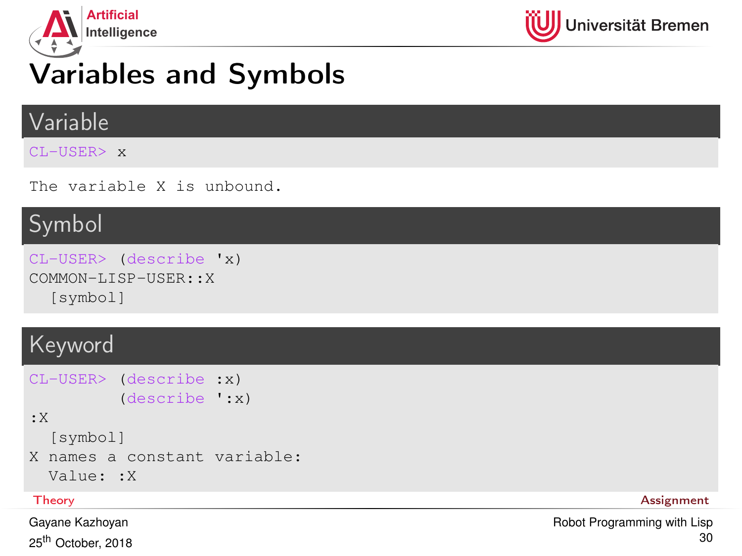# Variables and Symbols

## Variable

```
CL-USER> x
```

```
The variable X is unbound.
```

## Symbol

```
CL-USER> (describe 'x)
COMMON-LISP-USER::X
  [symbol]
```

## Keyword

```
CL-USER> (describe :x)
         (describe ':x)
:X
  [symbol]
X names a constant variable:
  Value: :X
```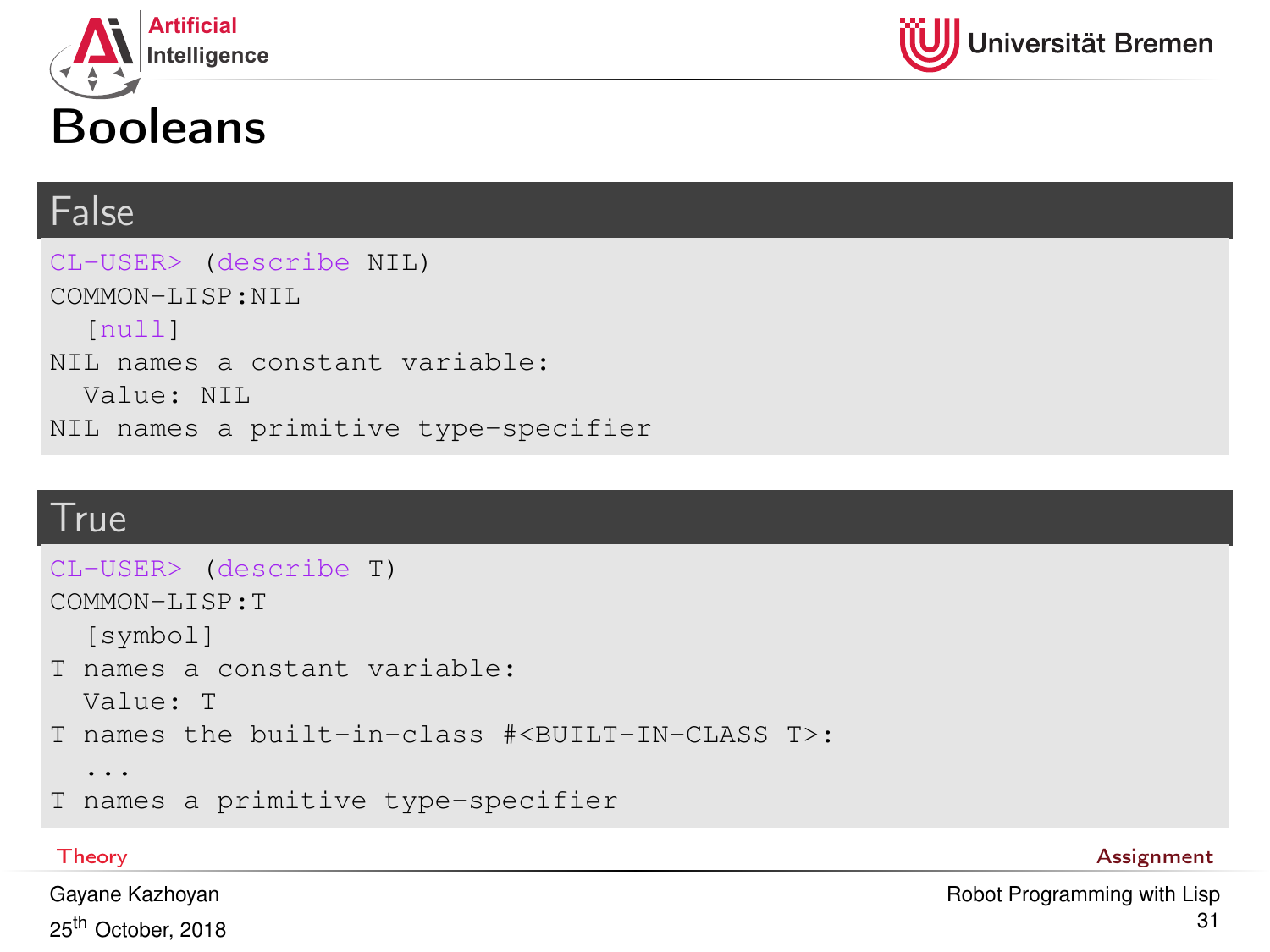# Booleans

## False

```
CL-USER> (describe NIL)
COMMON-LISP:NIL
  [null]
NIL names a constant variable:
  Value: NIL
NIL names a primitive type-specifier
```

## True

```
CL-USER> (describe T)
COMMON-LISP:T
  [symbol]
T names a constant variable:
  Value: T
T names the built-in-class #<BUILT-IN-CLASS T>:
  ...
T names a primitive type-specifier
```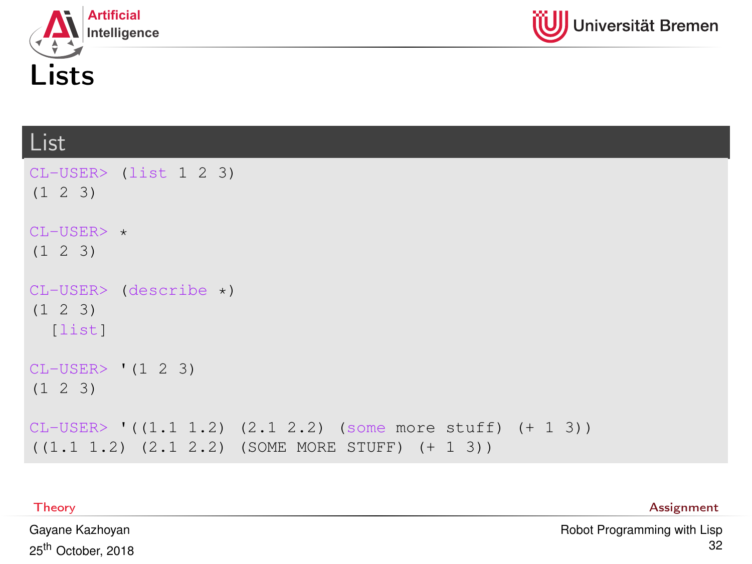# Lists

## List

```
CL-USER> (list 1 2 3)
(1 2 3)

CL-USER> *
(1 2 3)

CL-USER> (describe *)
(1 2 3)
  [list]

CL-USER> '(1 2 3)
(1 2 3)

CL-USER> '((1.1 1.2) (2.1 2.2) (some more stuff) (+ 1 3))
((1.1 1.2) (2.1 2.2) (SOME MORE STUFF) (+ 1 3))
```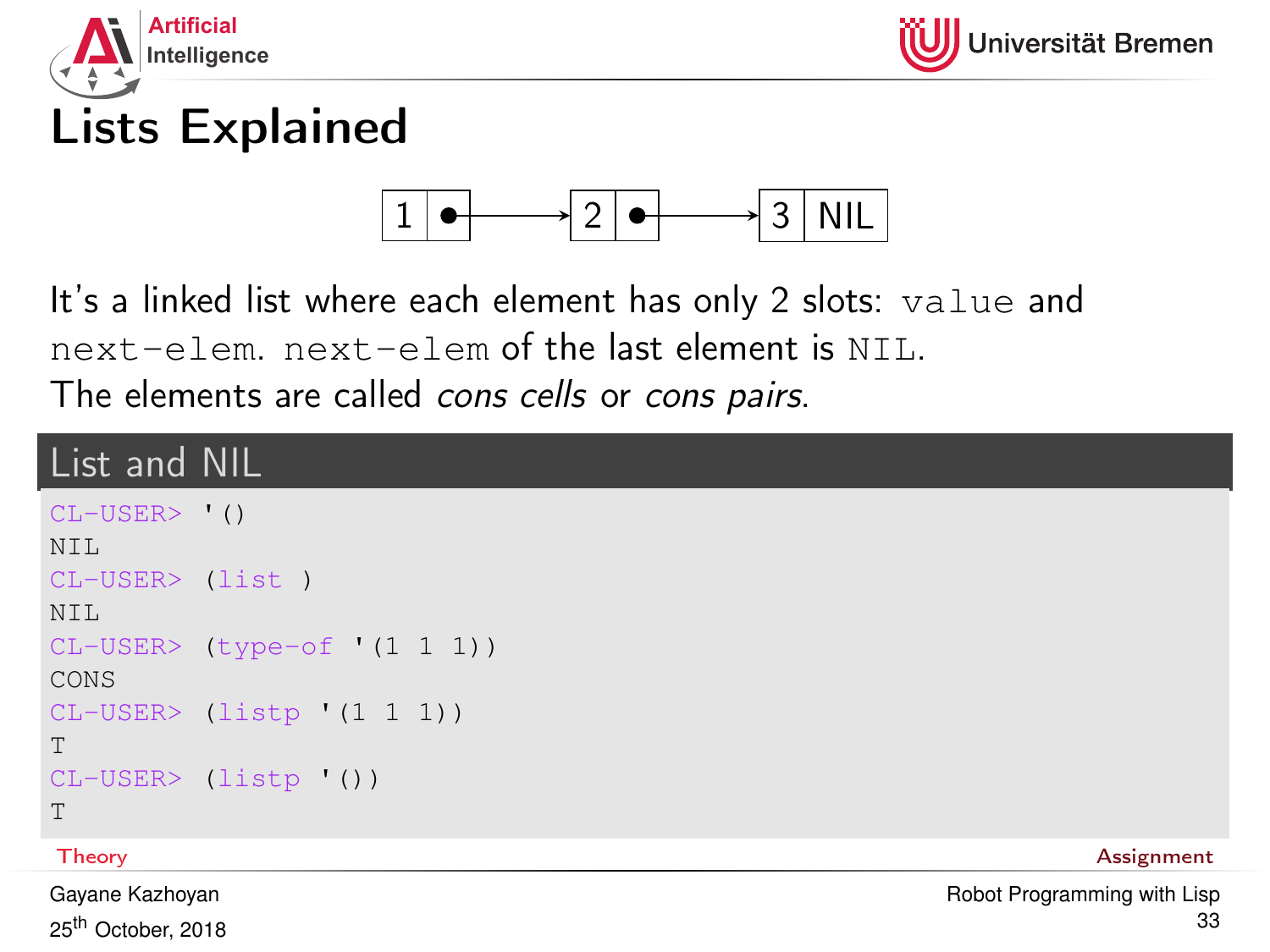# Lists Explained

| 1 | • | → | 2 | • | → | 3 | NIL |
|---|---|---|---|---|---|---|---|

It's a linked list where each element has only 2 slots: `value` and `next-elem`. `next-elem` of the last element is `NIL`.

The elements are called *cons cells* or *cons pairs*.

## List and NIL

```
CL-USER> '()
NIL
CL-USER> (list )
NIL
CL-USER> (type-of '(1 1 1))
CONS
CL-USER> (listp '(1 1 1))
T
CL-USER> (listp '())
T
```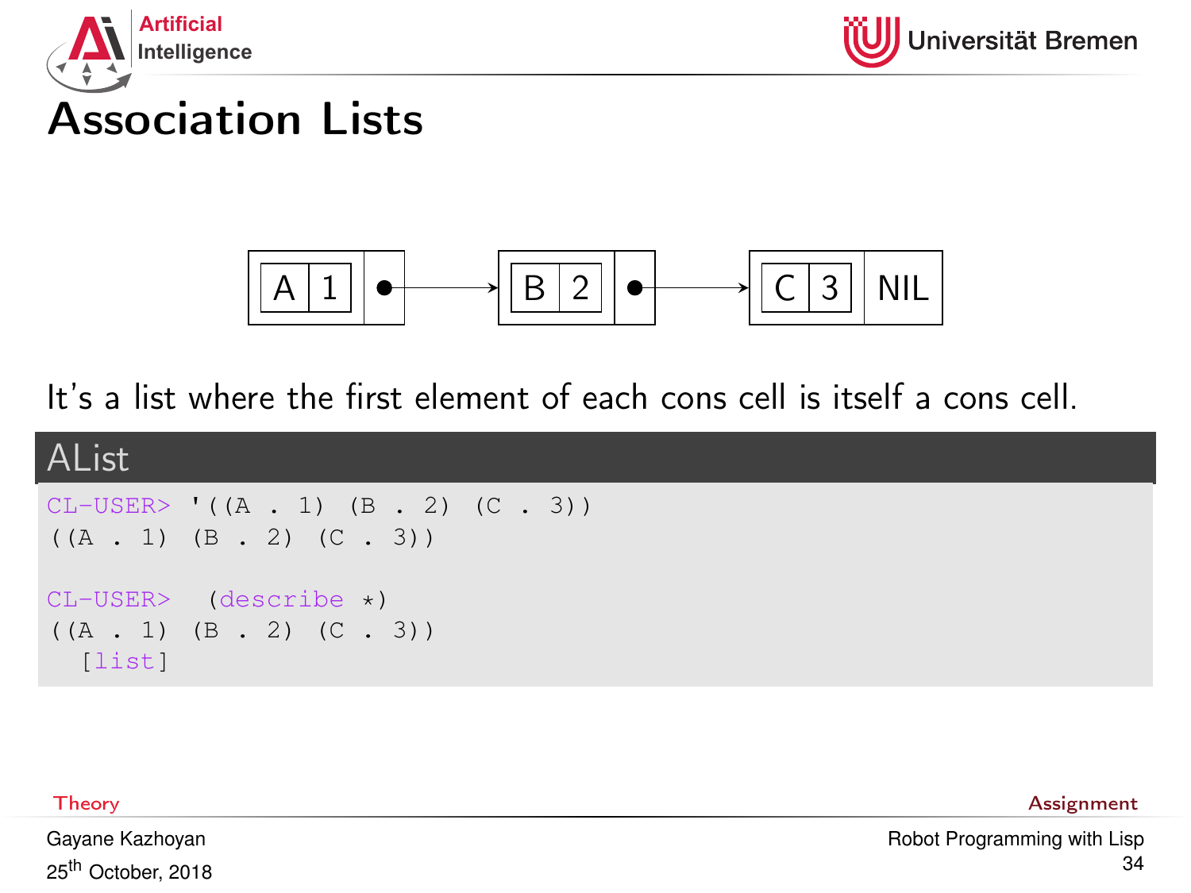# Association Lists

| A | 1 | • → | B | 2 | • → | C | 3 | NIL |
|---|---|---|---|---|---|---|---|---|

It's a list where the first element of each cons cell is itself a cons cell.

## AList

```
CL-USER> '((A . 1) (B . 2) (C . 3))
((A . 1) (B . 2) (C . 3))

CL-USER>  (describe *)
((A . 1) (B . 2) (C . 3))
  [list]
```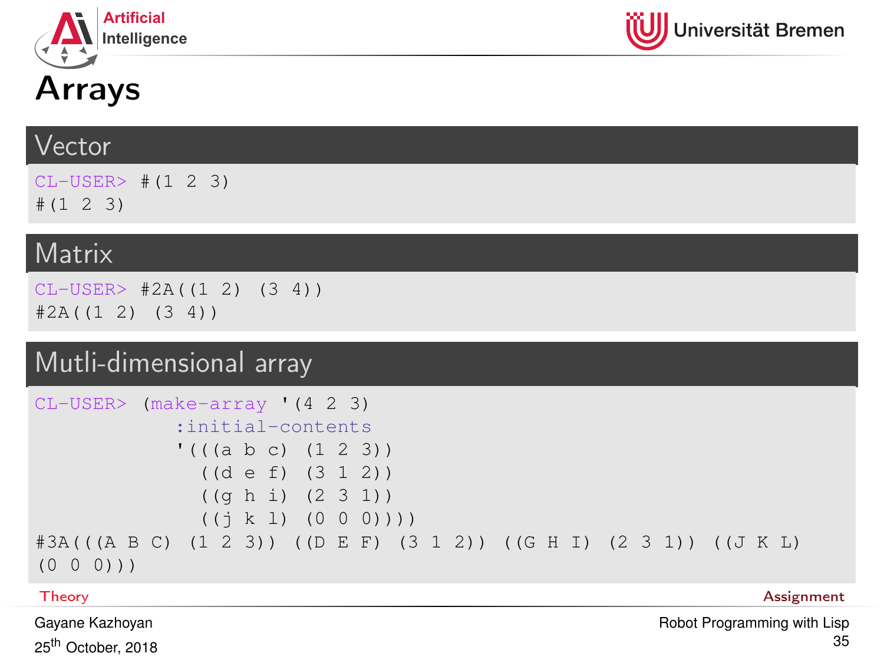# Arrays

## Vector

```
CL-USER> #(1 2 3)
#(1 2 3)
```

## Matrix

```
CL-USER> #2A((1 2) (3 4))
#2A((1 2) (3 4))
```

## Mutli-dimensional array

```
CL-USER> (make-array '(4 2 3)
           :initial-contents
           '(((a b c) (1 2 3))
             ((d e f) (3 1 2))
             ((g h i) (2 3 1))
             ((j k l) (0 0 0))))
#3A(((A B C) (1 2 3)) ((D E F) (3 1 2)) ((G H I) (2 3 1)) ((J K L)
(0 0 0)))
```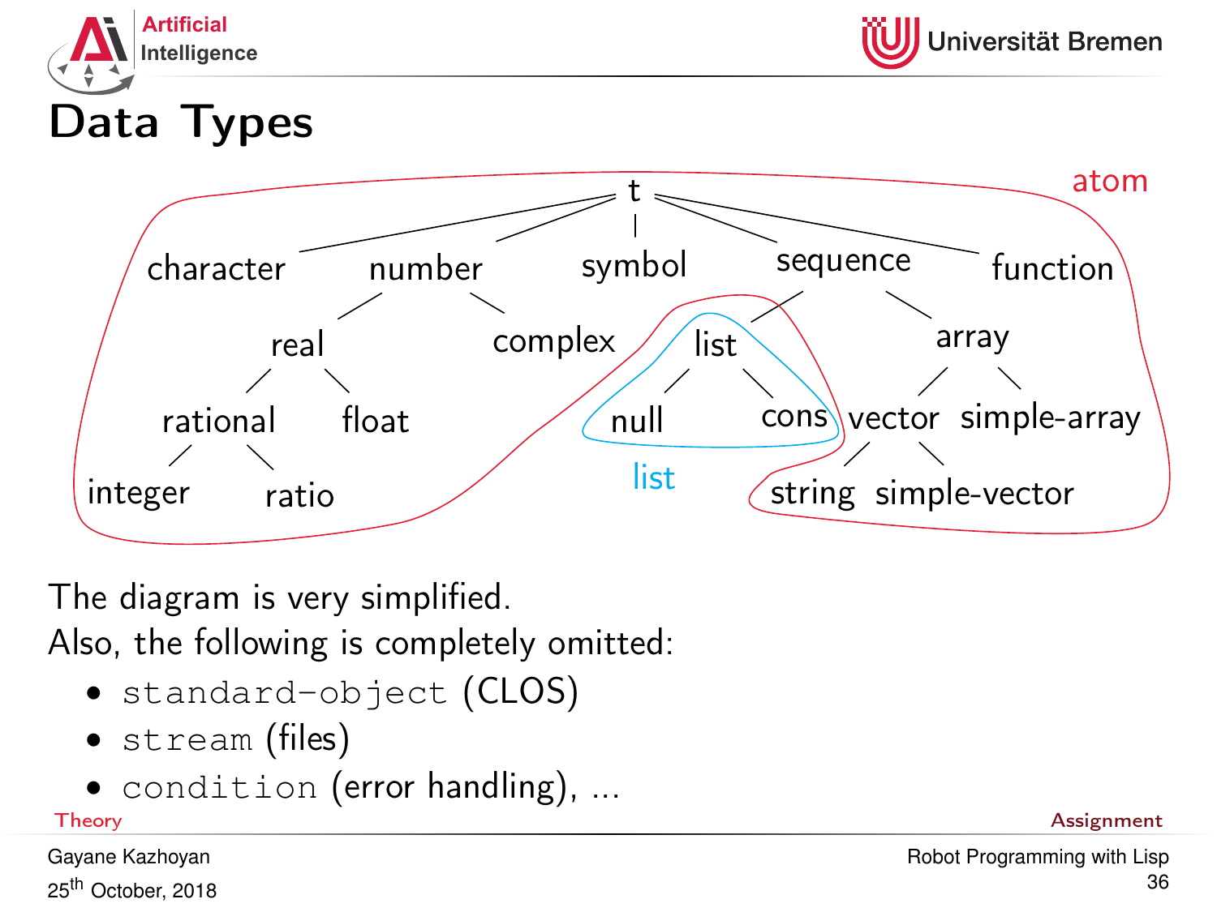# Data Types

```
                                  t
   ┌──────────┬──────────────┬────┴─────┬───────────────┐
character   number         symbol   sequence         function
            ┌──┴───┐                ┌───┴────┐
          real   complex          list     array
        ┌──┴──┐                  ┌─┴──┐   ┌──┴─────────┐
   rational  float             null  cons vector  simple-array
   ┌──┴──┐                              ┌──┴──────┐
integer ratio                        string  simple-vector
```

atom: all types except list and cons (null is both an atom and a list)

list: list, null, cons

The diagram is very simplified.

Also, the following is completely omitted:

- `standard-object` (CLOS)
- `stream` (files)
- `condition` (error handling), ...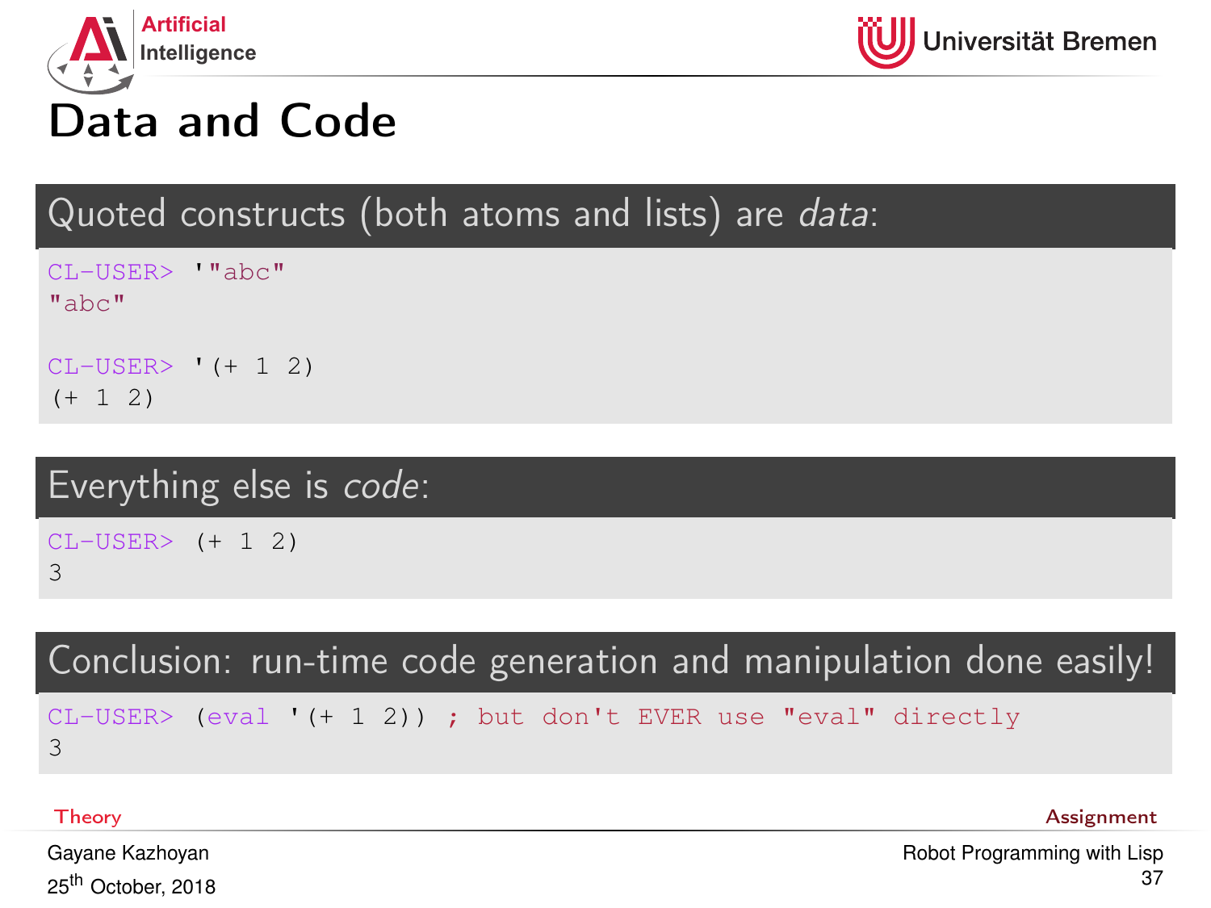# Data and Code

## Quoted constructs (both atoms and lists) are *data*:

```
CL-USER> '"abc"
"abc"

CL-USER> '(+ 1 2)
(+ 1 2)
```

## Everything else is *code*:

```
CL-USER> (+ 1 2)
3
```

## Conclusion: run-time code generation and manipulation done easily!

```
CL-USER> (eval '(+ 1 2)) ; but don't EVER use "eval" directly
3
```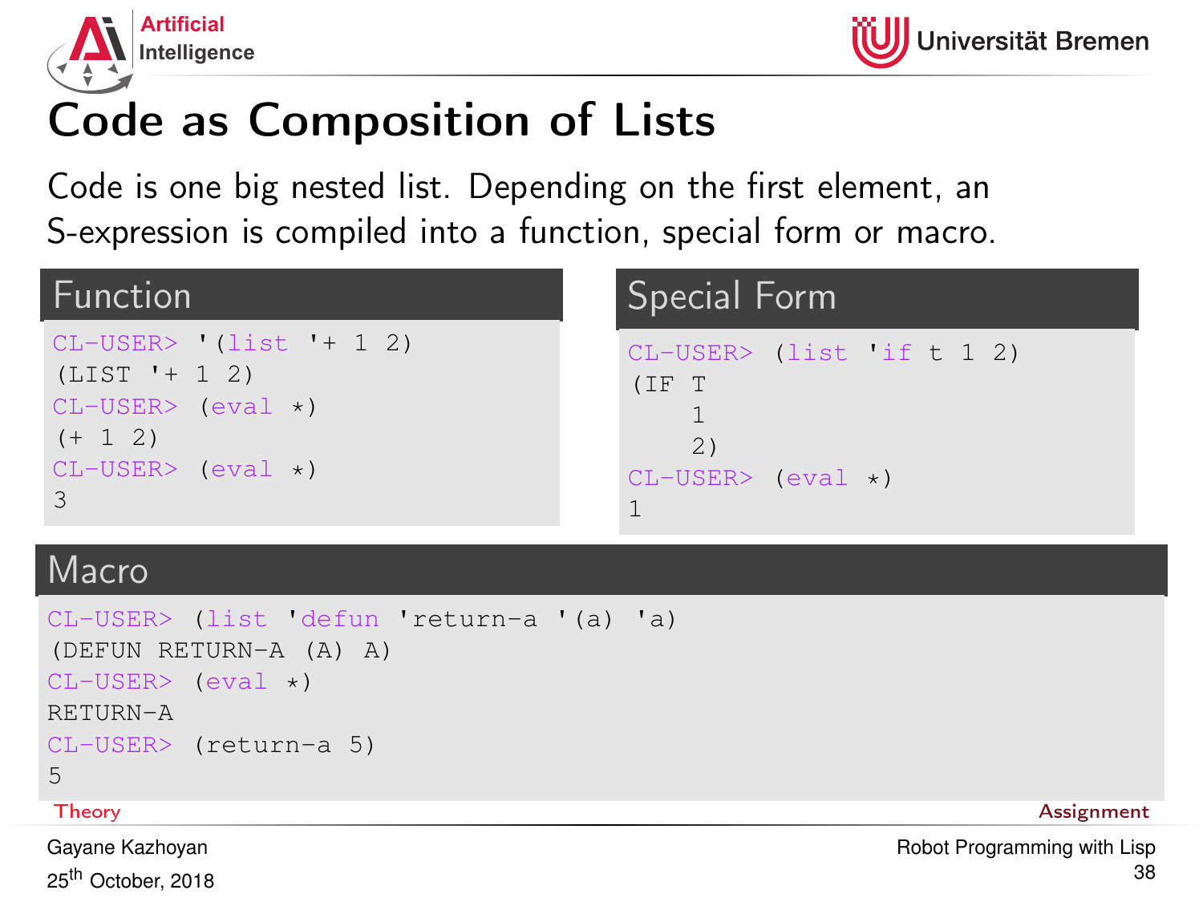# Code as Composition of Lists

Code is one big nested list. Depending on the first element, an S-expression is compiled into a function, special form or macro.

## Function

```
CL-USER> '(list '+ 1 2)
(LIST '+ 1 2)
CL-USER> (eval *)
(+ 1 2)
CL-USER> (eval *)
3
```

## Special Form

```
CL-USER> (list 'if t 1 2)
(IF T
    1
    2)
CL-USER> (eval *)
1
```

## Macro

```
CL-USER> (list 'defun 'return-a '(a) 'a)
(DEFUN RETURN-A (A) A)
CL-USER> (eval *)
RETURN-A
CL-USER> (return-a 5)
5
```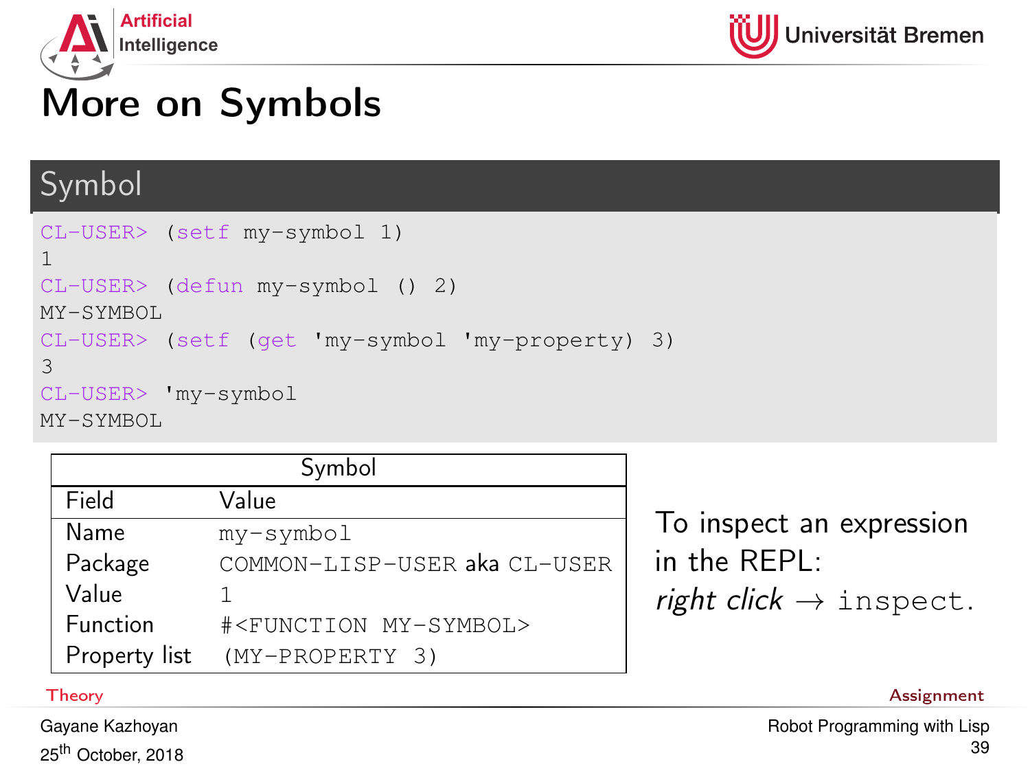# More on Symbols

## Symbol

```
CL-USER> (setf my-symbol 1)
1
CL-USER> (defun my-symbol () 2)
MY-SYMBOL
CL-USER> (setf (get 'my-symbol 'my-property) 3)
3
CL-USER> 'my-symbol
MY-SYMBOL
```

| Symbol | |
|---|---|
| Field | Value |
| Name | `my-symbol` |
| Package | `COMMON-LISP-USER` aka `CL-USER` |
| Value | `1` |
| Function | `#<FUNCTION MY-SYMBOL>` |
| Property list | `(MY-PROPERTY 3)` |

To inspect an expression in the REPL: *right click* → `inspect`.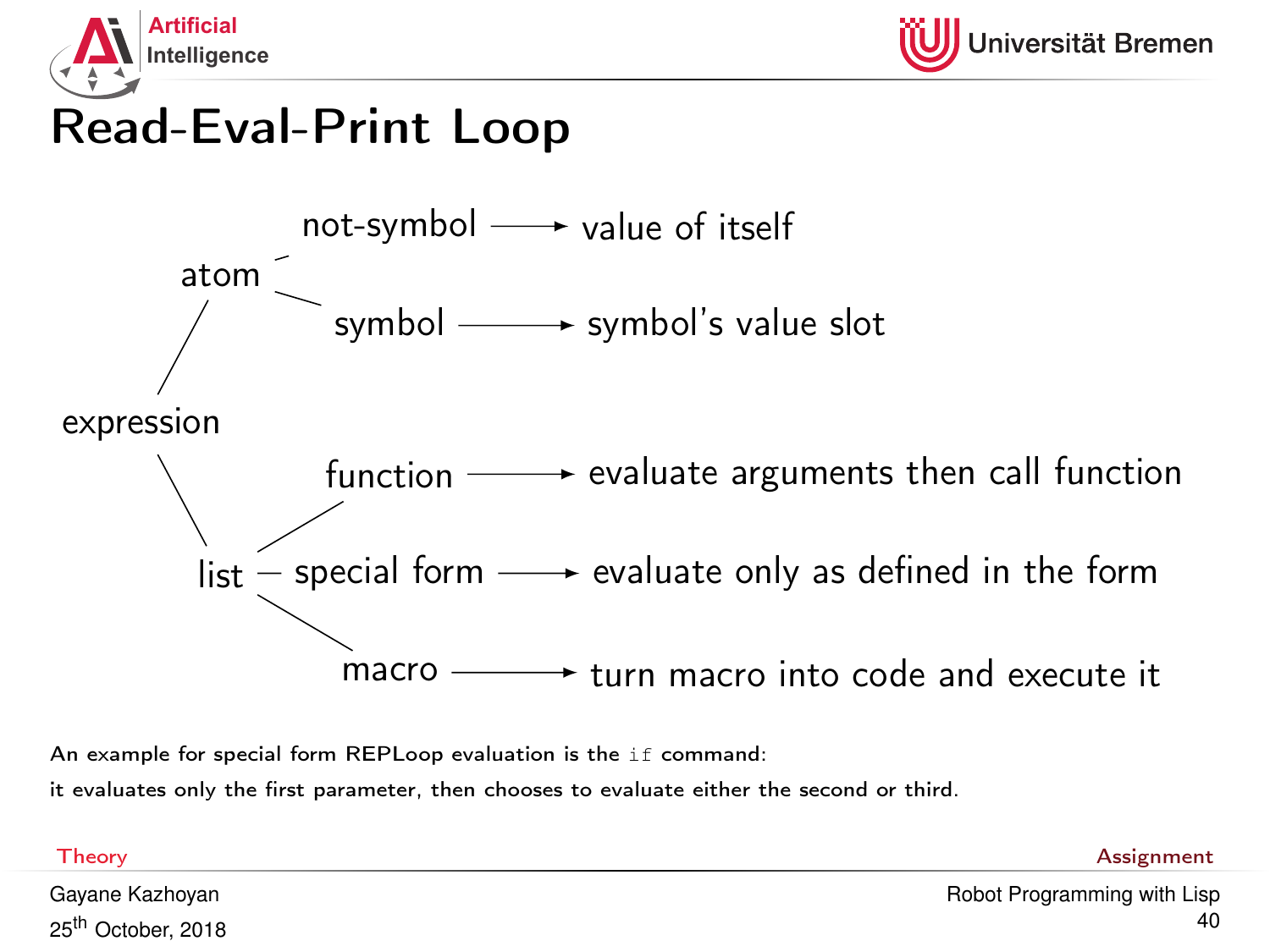# Read-Eval-Print Loop

- expression
  - atom
    - not-symbol → value of itself
    - symbol → symbol's value slot
  - list
    - function → evaluate arguments then call function
    - special form → evaluate only as defined in the form
    - macro → turn macro into code and execute it

An example for special form REPLoop evaluation is the `if` command:
it evaluates only the first parameter, then chooses to evaluate either the second or third.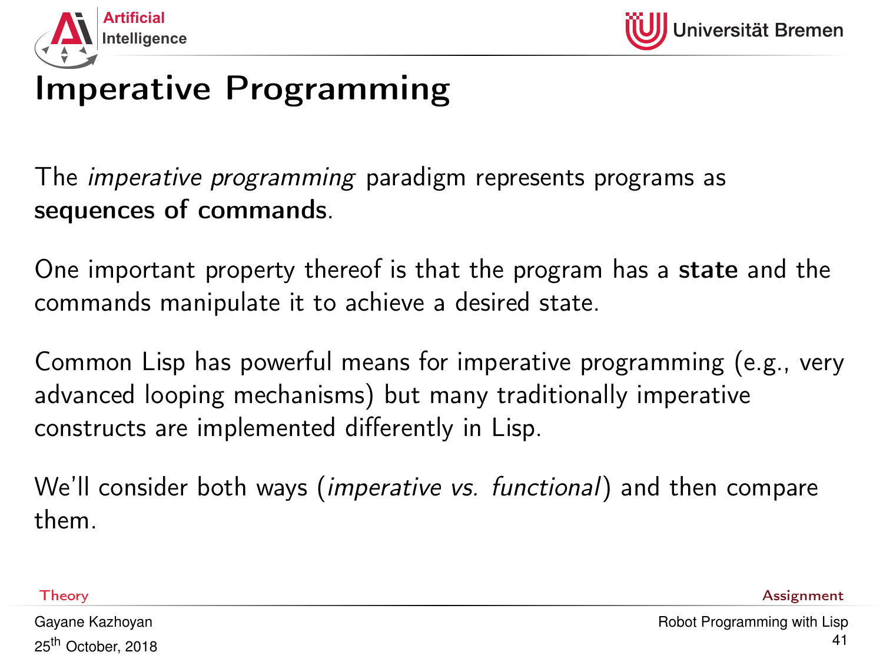# Imperative Programming

The *imperative programming* paradigm represents programs as **sequences of commands**.

One important property thereof is that the program has a **state** and the commands manipulate it to achieve a desired state.

Common Lisp has powerful means for imperative programming (e.g., very advanced looping mechanisms) but many traditionally imperative constructs are implemented differently in Lisp.

We'll consider both ways (*imperative vs. functional*) and then compare them.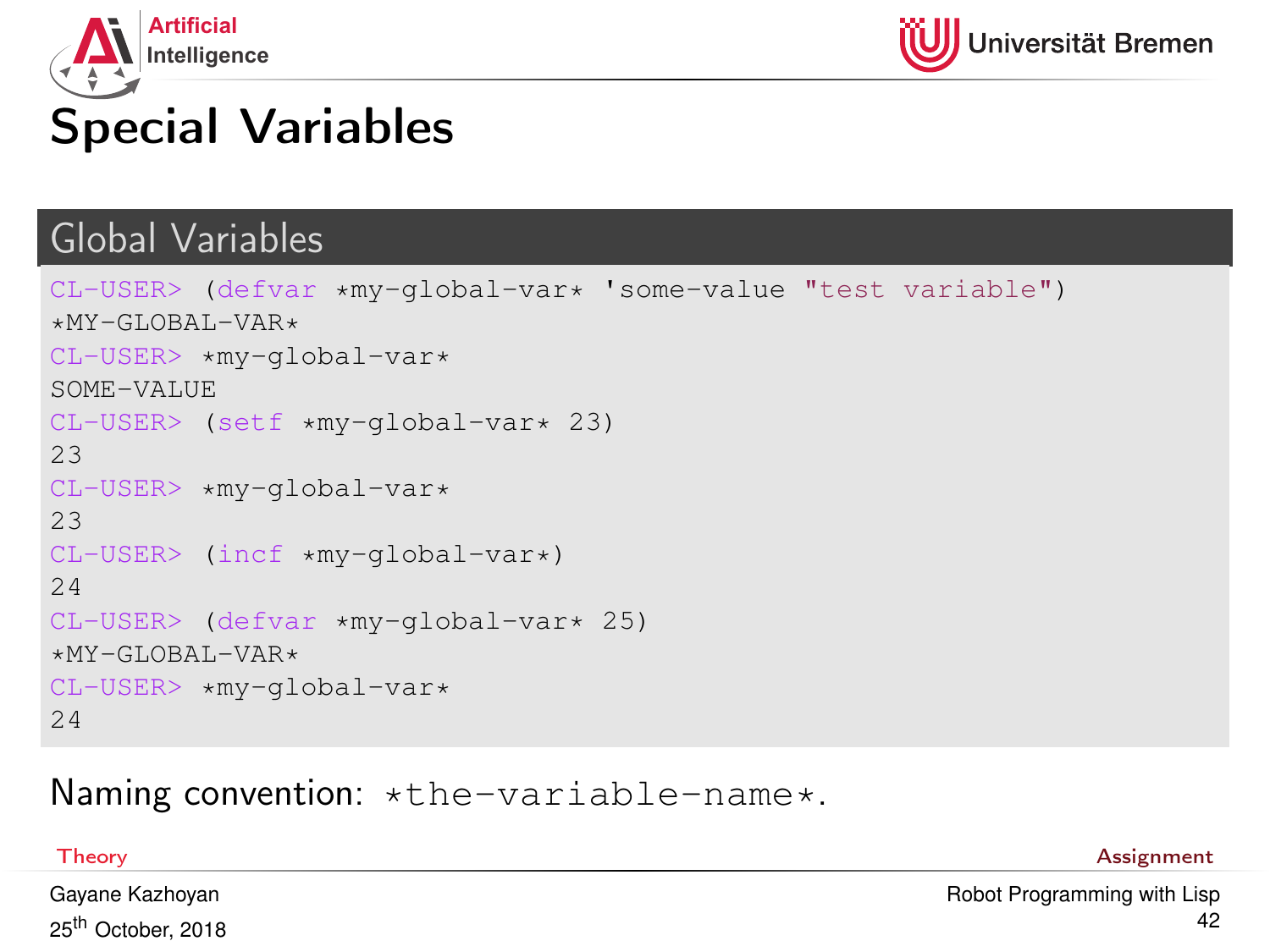# Special Variables

## Global Variables

```
CL-USER> (defvar *my-global-var* 'some-value "test variable")
*MY-GLOBAL-VAR*
CL-USER> *my-global-var*
SOME-VALUE
CL-USER> (setf *my-global-var* 23)
23
CL-USER> *my-global-var*
23
CL-USER> (incf *my-global-var*)
24
CL-USER> (defvar *my-global-var* 25)
*MY-GLOBAL-VAR*
CL-USER> *my-global-var*
24
```

Naming convention: `*the-variable-name*`.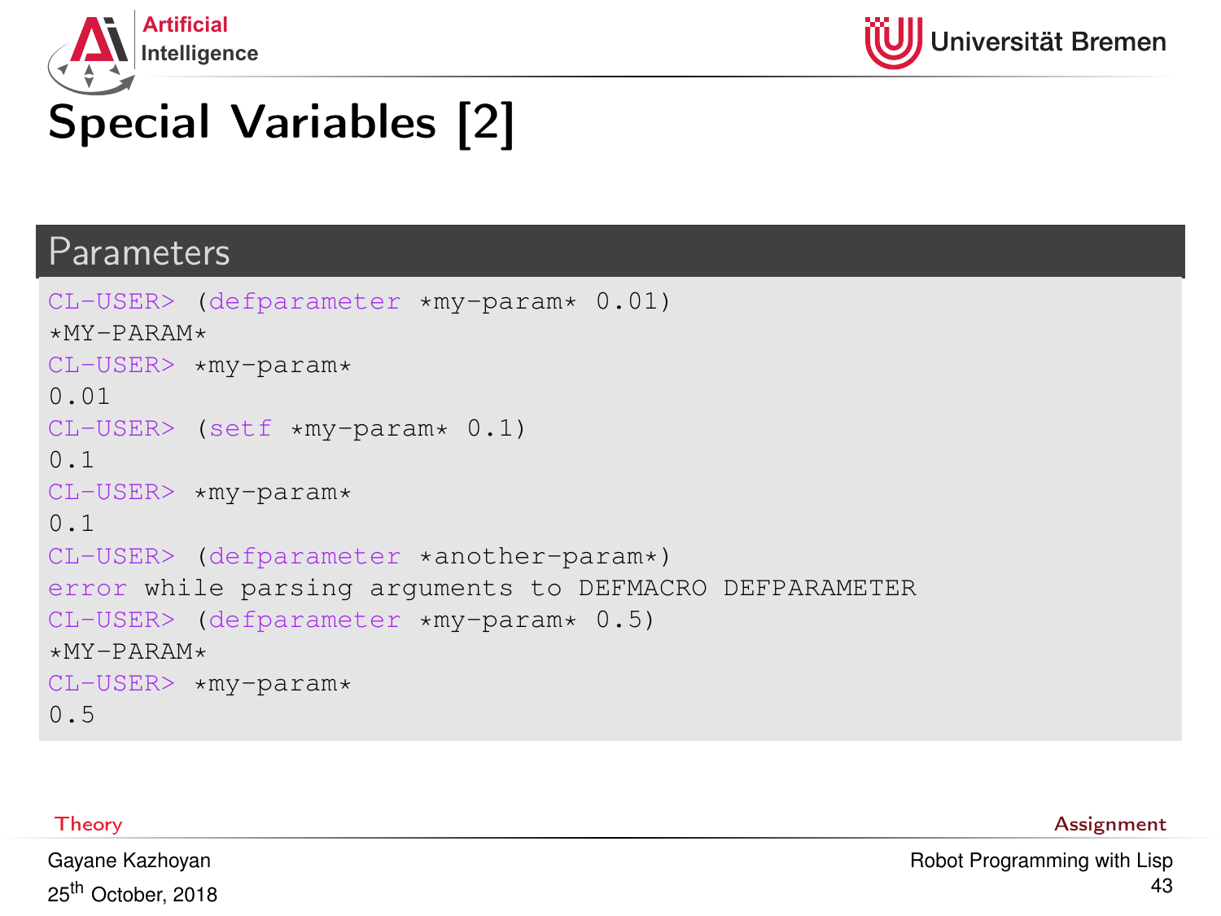# Special Variables [2]

## Parameters

```
CL-USER> (defparameter *my-param* 0.01)
*MY-PARAM*
CL-USER> *my-param*
0.01
CL-USER> (setf *my-param* 0.1)
0.1
CL-USER> *my-param*
0.1
CL-USER> (defparameter *another-param*)
error while parsing arguments to DEFMACRO DEFPARAMETER
CL-USER> (defparameter *my-param* 0.5)
*MY-PARAM*
CL-USER> *my-param*
0.5
```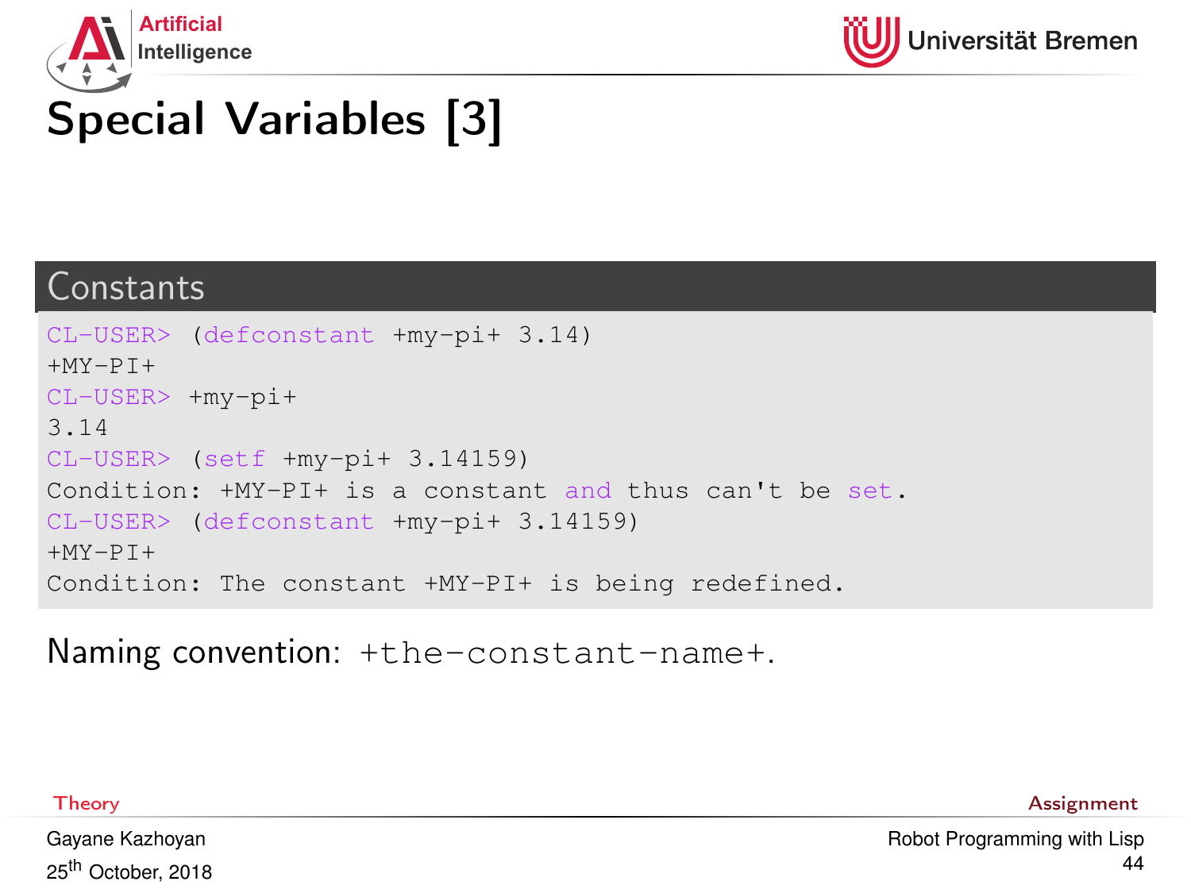# Special Variables [3]

## Constants

```
CL-USER> (defconstant +my-pi+ 3.14)
+MY-PI+
CL-USER> +my-pi+
3.14
CL-USER> (setf +my-pi+ 3.14159)
Condition: +MY-PI+ is a constant and thus can't be set.
CL-USER> (defconstant +my-pi+ 3.14159)
+MY-PI+
Condition: The constant +MY-PI+ is being redefined.
```

Naming convention: `+the-constant-name+`.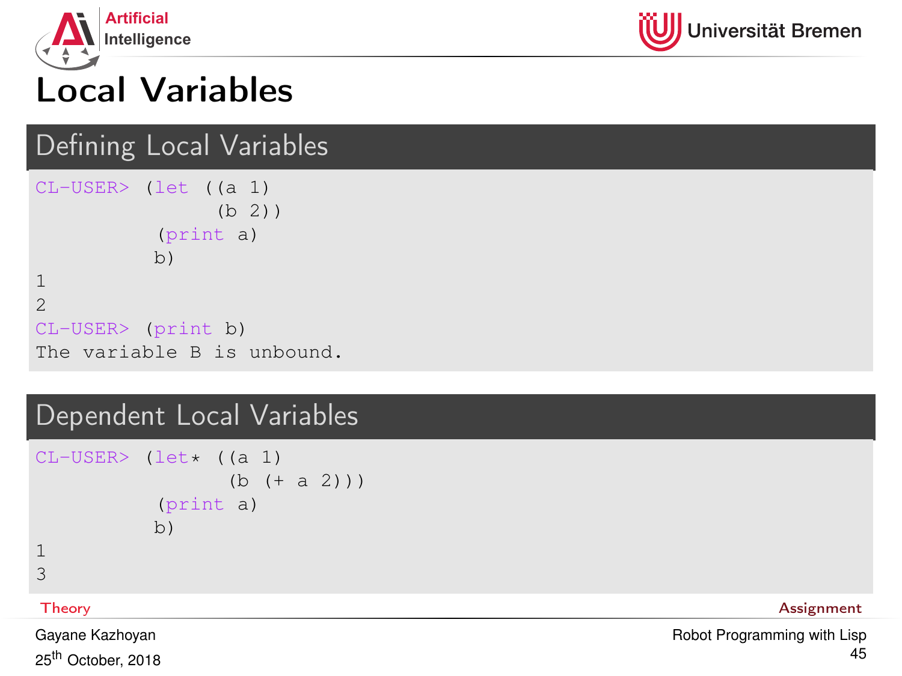# Local Variables

## Defining Local Variables

```
CL-USER> (let ((a 1)
               (b 2))
           (print a)
           b)
1
2
CL-USER> (print b)
The variable B is unbound.
```

## Dependent Local Variables

```
CL-USER> (let* ((a 1)
                (b (+ a 2)))
           (print a)
           b)
1
3
```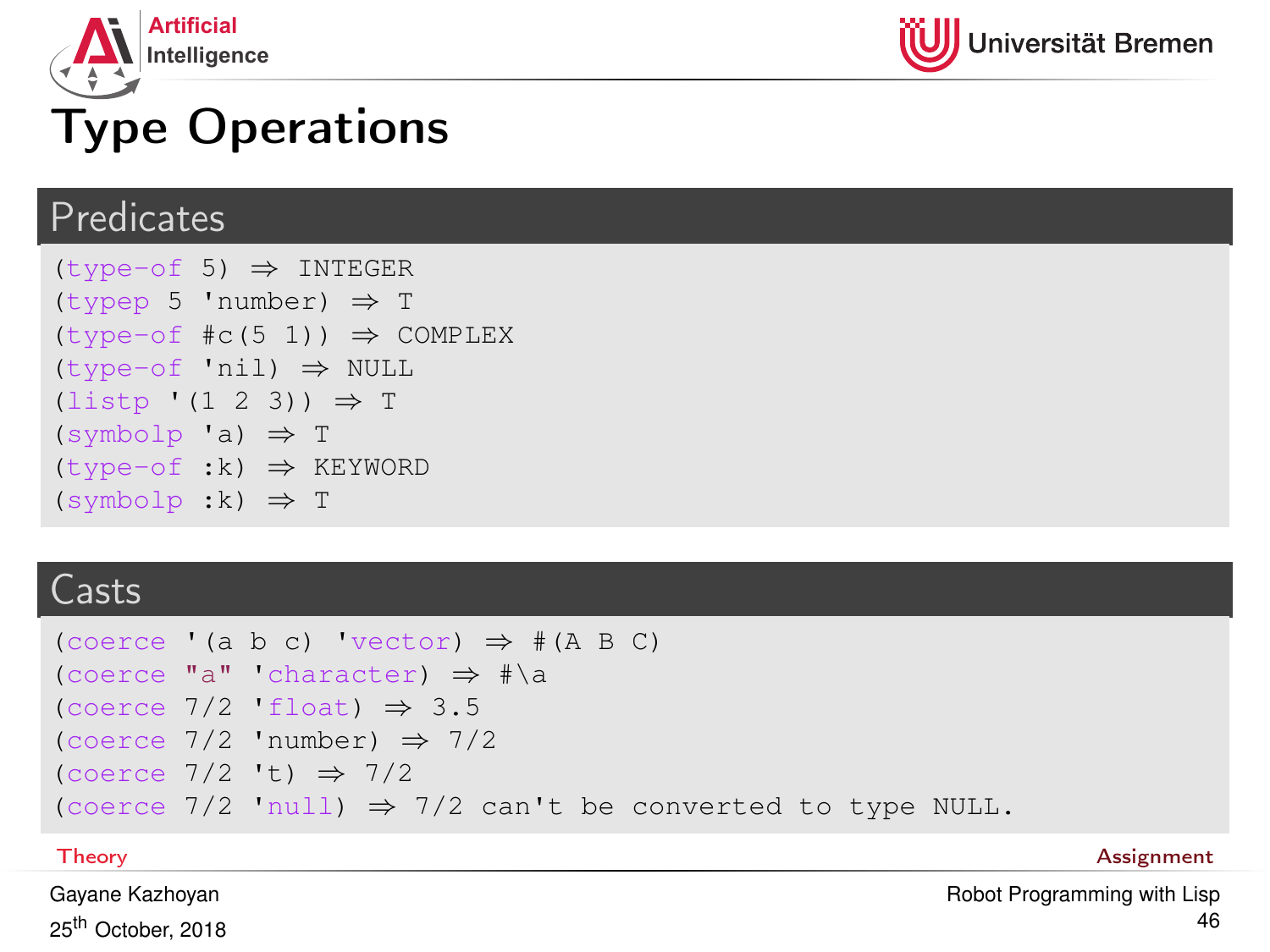# Type Operations

## Predicates

```
(type-of 5) ⇒ INTEGER
(typep 5 'number) ⇒ T
(type-of #c(5 1)) ⇒ COMPLEX
(type-of 'nil) ⇒ NULL
(listp '(1 2 3)) ⇒ T
(symbolp 'a) ⇒ T
(type-of :k) ⇒ KEYWORD
(symbolp :k) ⇒ T
```

## Casts

```
(coerce '(a b c) 'vector) ⇒ #(A B C)
(coerce "a" 'character) ⇒ #\a
(coerce 7/2 'float) ⇒ 3.5
(coerce 7/2 'number) ⇒ 7/2
(coerce 7/2 't) ⇒ 7/2
(coerce 7/2 'null) ⇒ 7/2 can't be converted to type NULL.
```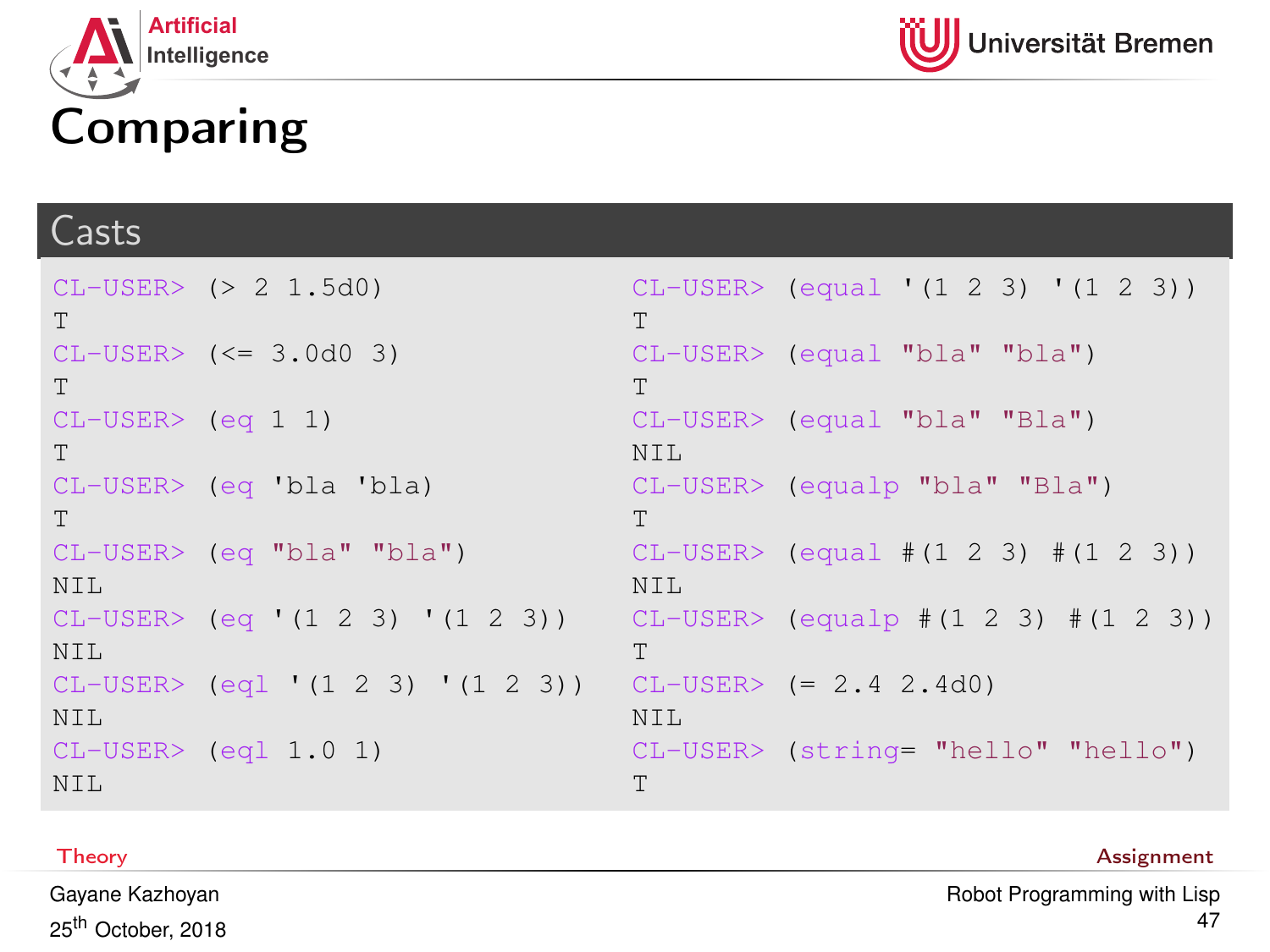# Comparing

## Casts

```
CL-USER> (> 2 1.5d0)
T
CL-USER> (<= 3.0d0 3)
T
CL-USER> (eq 1 1)
T
CL-USER> (eq 'bla 'bla)
T
CL-USER> (eq "bla" "bla")
NIL
CL-USER> (eq '(1 2 3) '(1 2 3))
NIL
CL-USER> (eql '(1 2 3) '(1 2 3))
NIL
CL-USER> (eql 1.0 1)
NIL
```

```
CL-USER> (equal '(1 2 3) '(1 2 3))
T
CL-USER> (equal "bla" "bla")
T
CL-USER> (equal "bla" "Bla")
NIL
CL-USER> (equalp "bla" "Bla")
T
CL-USER> (equal #(1 2 3) #(1 2 3))
NIL
CL-USER> (equalp #(1 2 3) #(1 2 3))
T
CL-USER> (= 2.4 2.4d0)
NIL
CL-USER> (string= "hello" "hello")
T
```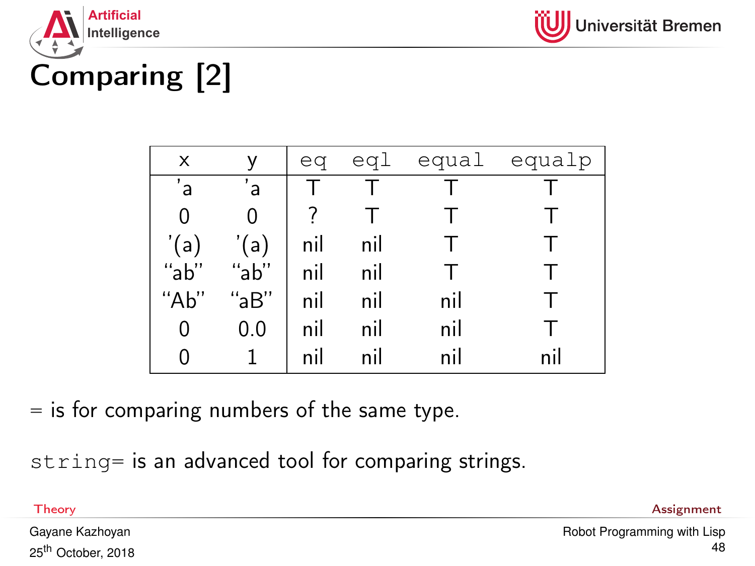# Comparing [2]

| x | y | `eq` | `eql` | `equal` | `equalp` |
|---|---|---|---|---|---|
| 'a | 'a | T | T | T | T |
| 0 | 0 | ? | T | T | T |
| '(a) | '(a) | nil | nil | T | T |
| "ab" | "ab" | nil | nil | T | T |
| "Ab" | "aB" | nil | nil | nil | T |
| 0 | 0.0 | nil | nil | nil | T |
| 0 | 1 | nil | nil | nil | nil |

= is for comparing numbers of the same type.

`string=` is an advanced tool for comparing strings.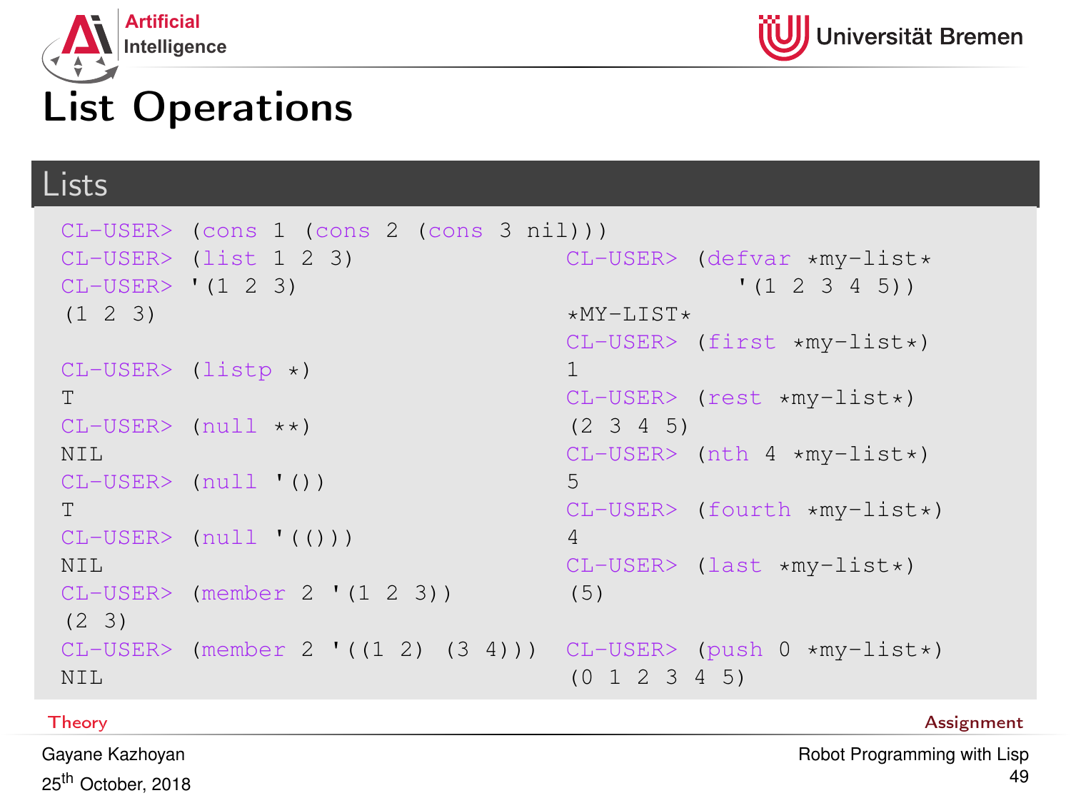# List Operations

## Lists

```
CL-USER> (cons 1 (cons 2 (cons 3 nil)))
CL-USER> (list 1 2 3)
CL-USER> '(1 2 3)
(1 2 3)

CL-USER> (listp *)
T
CL-USER> (null **)
NIL
CL-USER> (null '())
T
CL-USER> (null '(()))
NIL
CL-USER> (member 2 '(1 2 3))
(2 3)
CL-USER> (member 2 '((1 2) (3 4)))
NIL
```

```
CL-USER> (defvar *my-list*
            '(1 2 3 4 5))
*MY-LIST*
CL-USER> (first *my-list*)
1
CL-USER> (rest *my-list*)
(2 3 4 5)
CL-USER> (nth 4 *my-list*)
5
CL-USER> (fourth *my-list*)
4
CL-USER> (last *my-list*)
(5)

CL-USER> (push 0 *my-list*)
(0 1 2 3 4 5)
```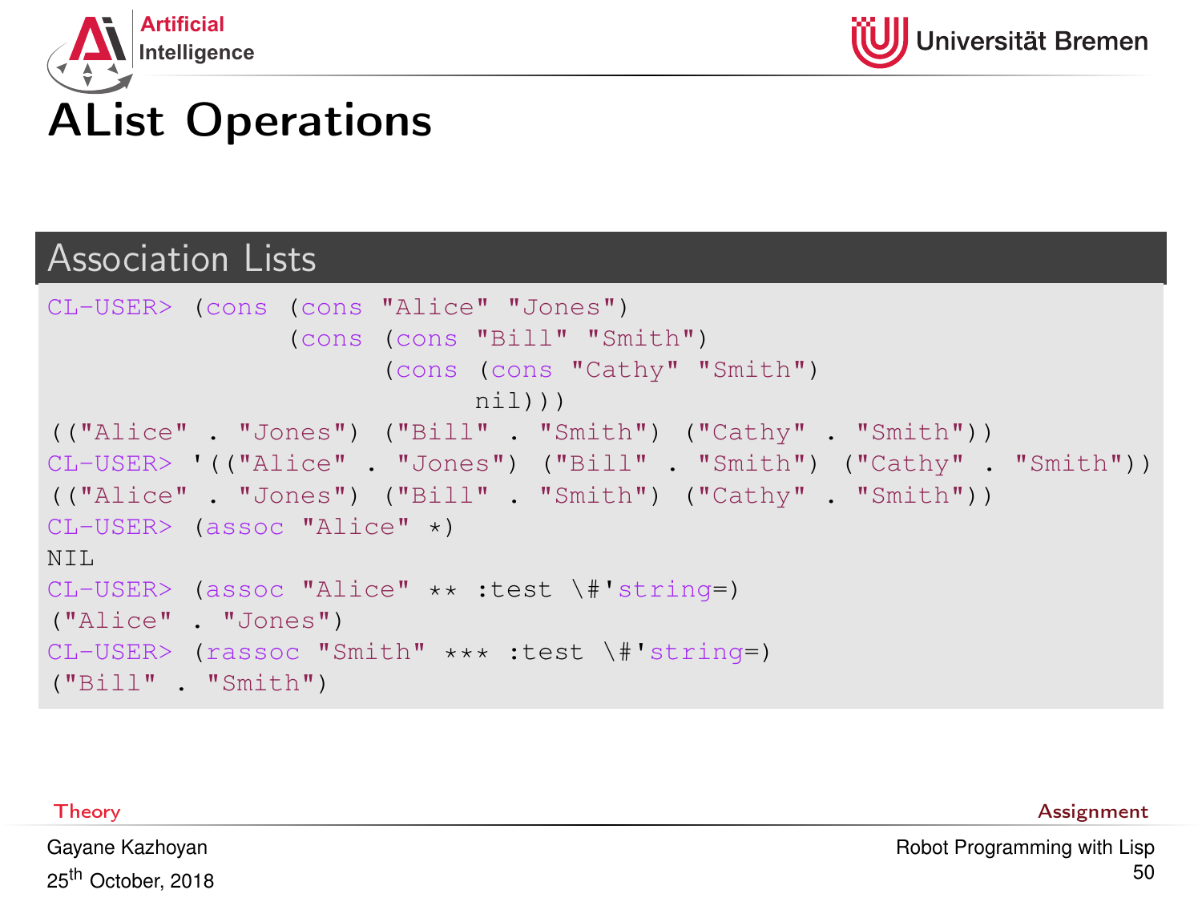# AList Operations

## Association Lists

```
CL-USER> (cons (cons "Alice" "Jones")
               (cons (cons "Bill" "Smith")
                     (cons (cons "Cathy" "Smith")
                           nil)))
(("Alice" . "Jones") ("Bill" . "Smith") ("Cathy" . "Smith"))
CL-USER> '(("Alice" . "Jones") ("Bill" . "Smith") ("Cathy" . "Smith"))
(("Alice" . "Jones") ("Bill" . "Smith") ("Cathy" . "Smith"))
CL-USER> (assoc "Alice" *)
NIL
CL-USER> (assoc "Alice" ** :test \#'string=)
("Alice" . "Jones")
CL-USER> (rassoc "Smith" *** :test \#'string=)
("Bill" . "Smith")
```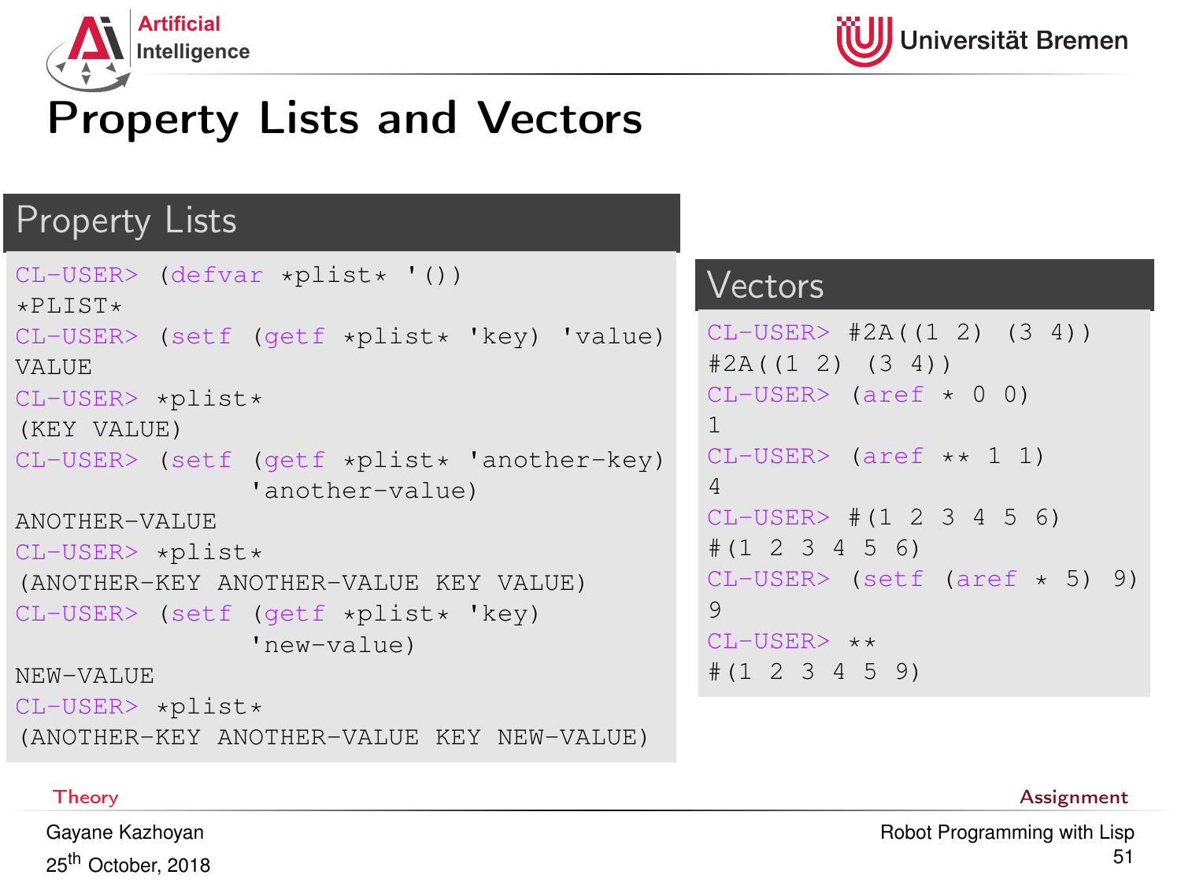# Property Lists and Vectors

## Property Lists

```
CL-USER> (defvar *plist* '())
*PLIST*
CL-USER> (setf (getf *plist* 'key) 'value)
VALUE
CL-USER> *plist*
(KEY VALUE)
CL-USER> (setf (getf *plist* 'another-key)
               'another-value)
ANOTHER-VALUE
CL-USER> *plist*
(ANOTHER-KEY ANOTHER-VALUE KEY VALUE)
CL-USER> (setf (getf *plist* 'key)
               'new-value)
NEW-VALUE
CL-USER> *plist*
(ANOTHER-KEY ANOTHER-VALUE KEY NEW-VALUE)
```

## Vectors

```
CL-USER> #2A((1 2) (3 4))
#2A((1 2) (3 4))
CL-USER> (aref * 0 0)
1
CL-USER> (aref ** 1 1)
4
CL-USER> #(1 2 3 4 5 6)
#(1 2 3 4 5 6)
CL-USER> (setf (aref * 5) 9)
9
CL-USER> **
#(1 2 3 4 5 9)
```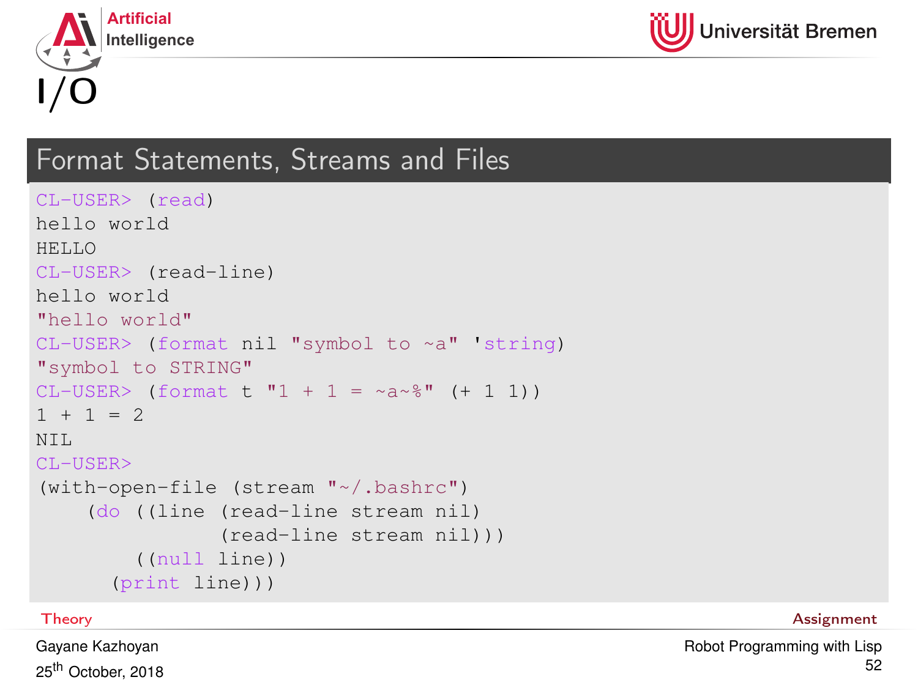# I/O

## Format Statements, Streams and Files

```
CL-USER> (read)
hello world
HELLO
CL-USER> (read-line)
hello world
"hello world"
CL-USER> (format nil "symbol to ~a" 'string)
"symbol to STRING"
CL-USER> (format t "1 + 1 = ~a~%" (+ 1 1))
1 + 1 = 2
NIL
CL-USER>
(with-open-file (stream "~/.bashrc")
    (do ((line (read-line stream nil)
               (read-line stream nil)))
        ((null line))
      (print line)))
```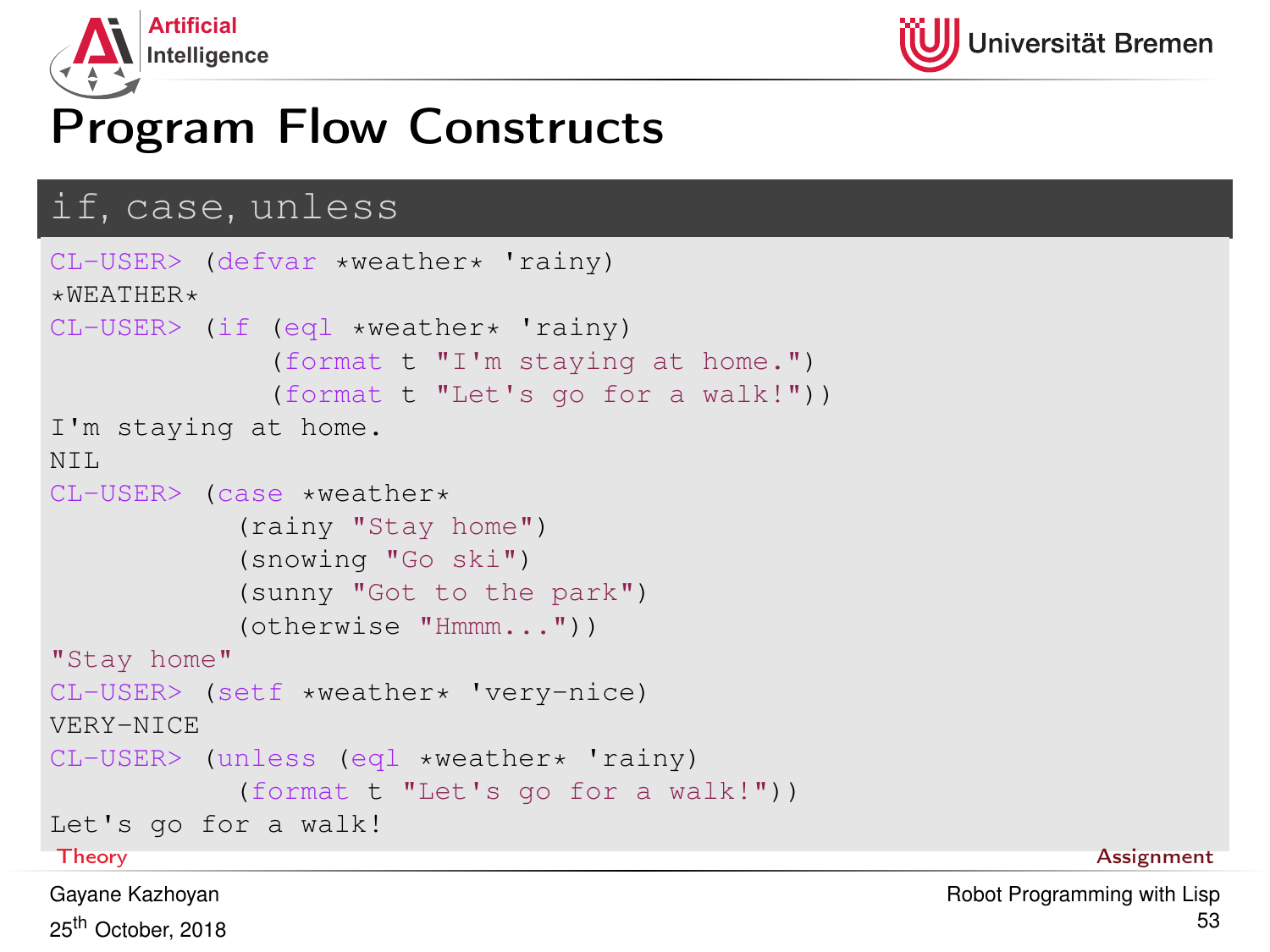# Program Flow Constructs

## if, case, unless

```
CL-USER> (defvar *weather* 'rainy)
*WEATHER*
CL-USER> (if (eql *weather* 'rainy)
             (format t "I'm staying at home.")
             (format t "Let's go for a walk!"))
I'm staying at home.
NIL
CL-USER> (case *weather*
           (rainy "Stay home")
           (snowing "Go ski")
           (sunny "Got to the park")
           (otherwise "Hmmm..."))
"Stay home"
CL-USER> (setf *weather* 'very-nice)
VERY-NICE
CL-USER> (unless (eql *weather* 'rainy)
           (format t "Let's go for a walk!"))
Let's go for a walk!
```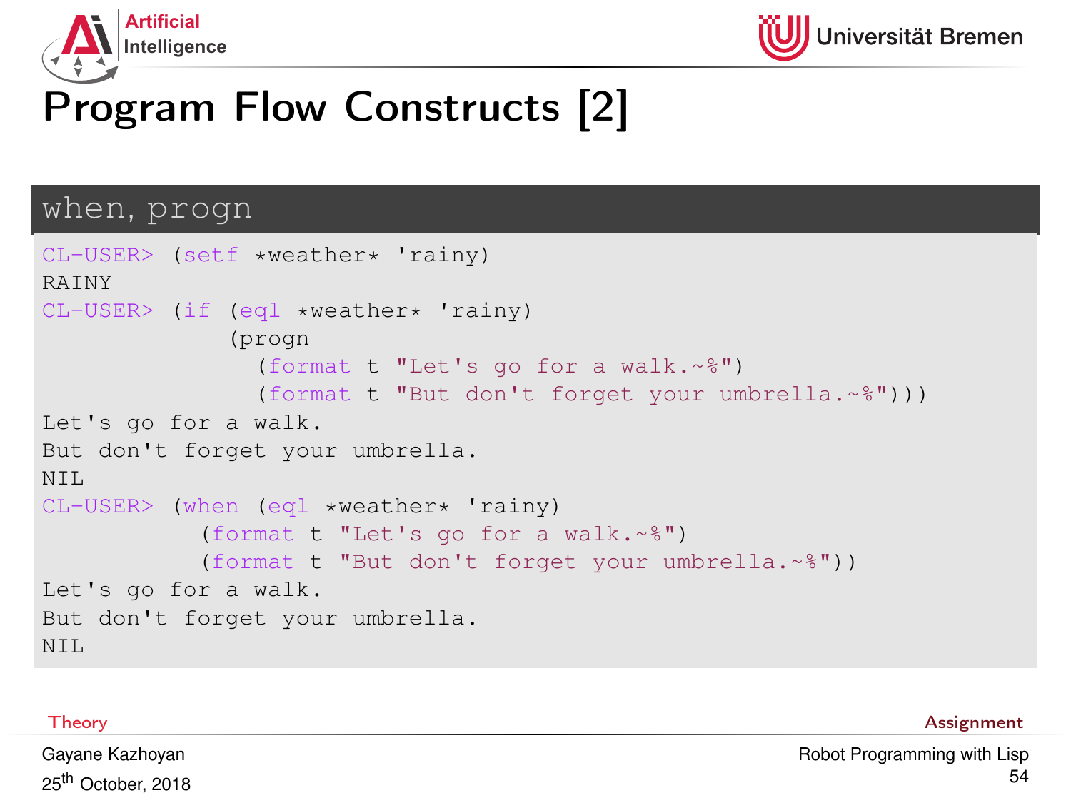# Program Flow Constructs [2]

## when, progn

```
CL-USER> (setf *weather* 'rainy)
RAINY
CL-USER> (if (eql *weather* 'rainy)
             (progn
               (format t "Let's go for a walk.~%")
               (format t "But don't forget your umbrella.~%")))
Let's go for a walk.
But don't forget your umbrella.
NIL
CL-USER> (when (eql *weather* 'rainy)
           (format t "Let's go for a walk.~%")
           (format t "But don't forget your umbrella.~%"))
Let's go for a walk.
But don't forget your umbrella.
NIL
```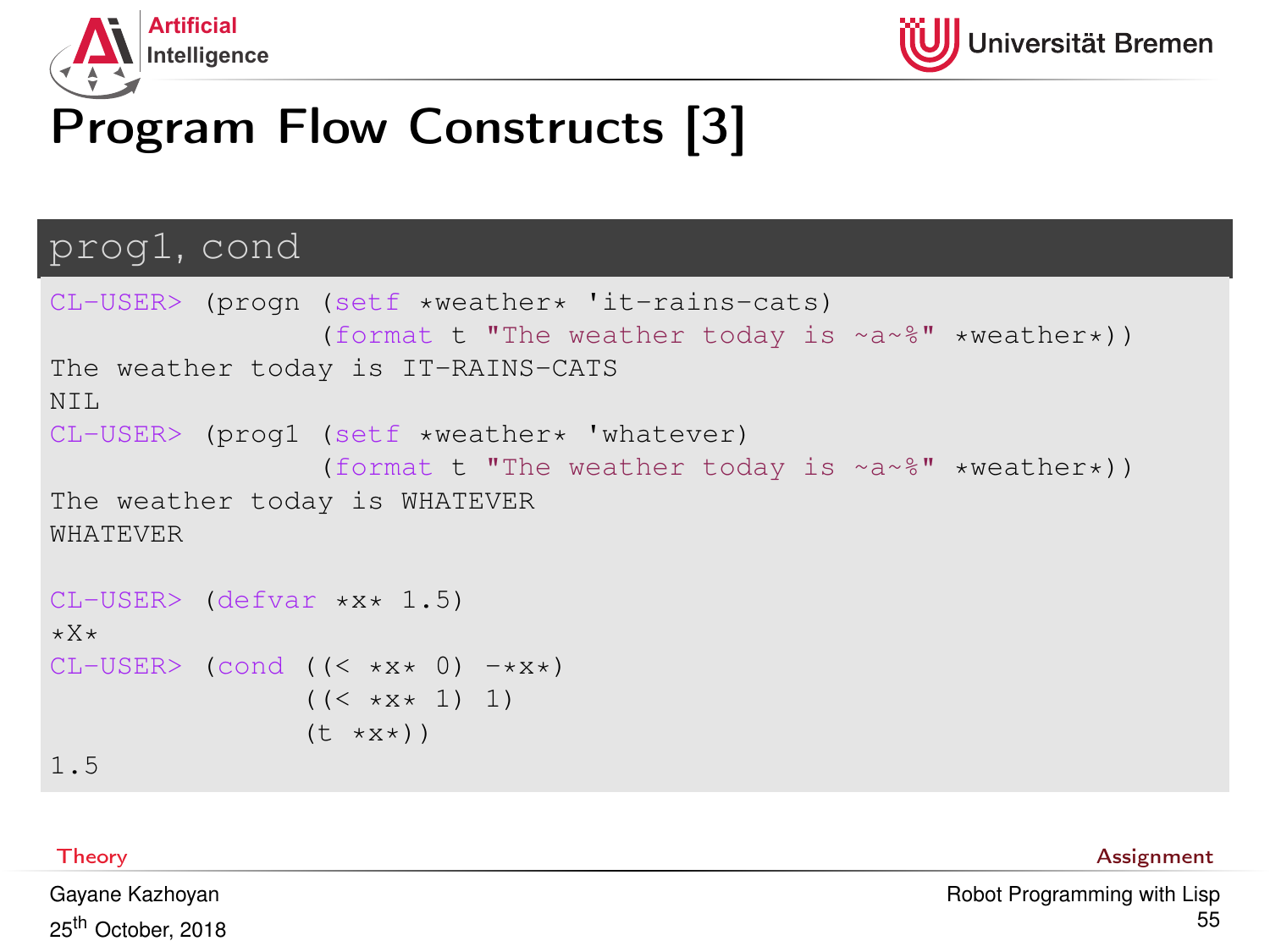# Program Flow Constructs [3]

## prog1, cond

```
CL-USER> (progn (setf *weather* 'it-rains-cats)
                (format t "The weather today is ~a~%" *weather*))
The weather today is IT-RAINS-CATS
NIL
CL-USER> (prog1 (setf *weather* 'whatever)
                (format t "The weather today is ~a~%" *weather*))
The weather today is WHATEVER
WHATEVER

CL-USER> (defvar *x* 1.5)
*X*
CL-USER> (cond ((< *x* 0) -*x*)
               ((< *x* 1) 1)
               (t *x*))
1.5
```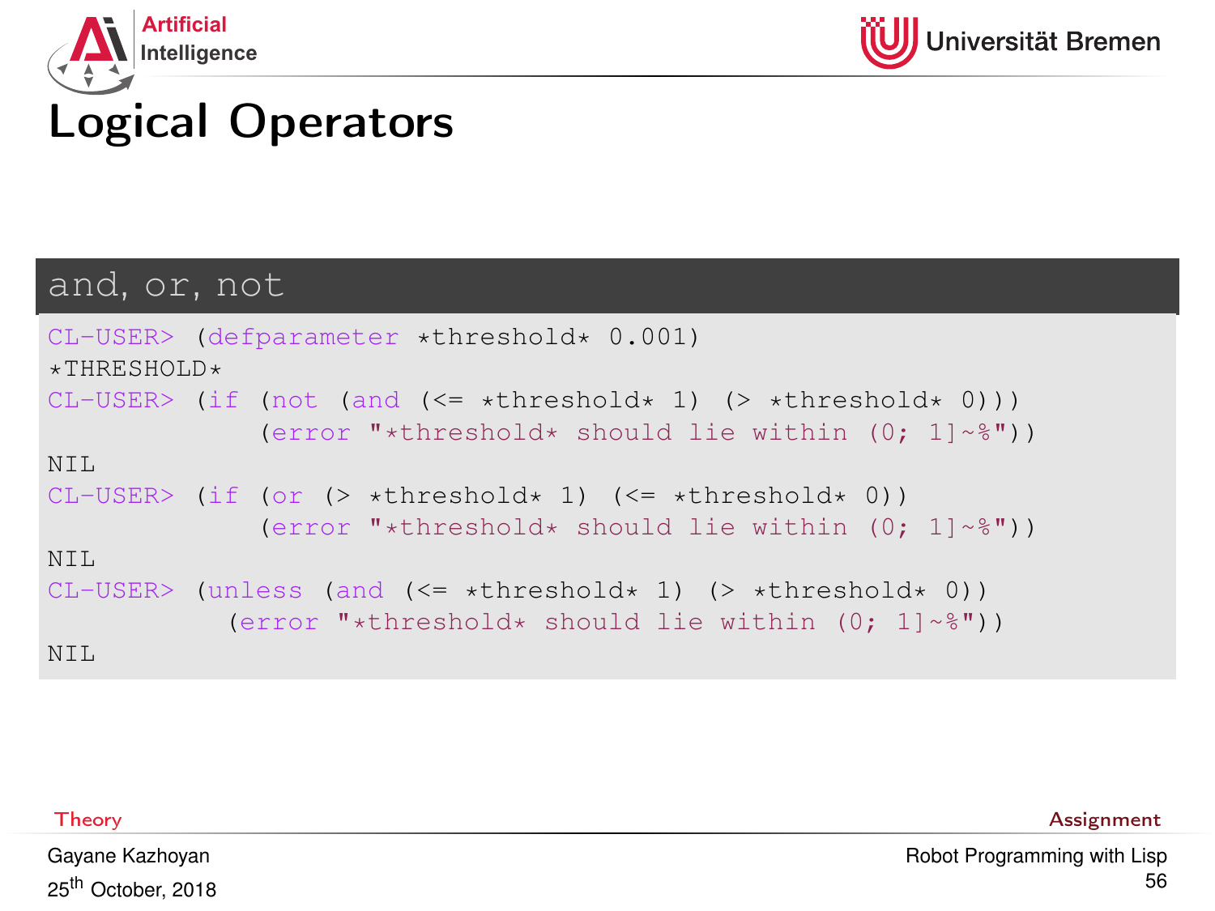# Logical Operators

## and, or, not

```
CL-USER> (defparameter *threshold* 0.001)
*THRESHOLD*
CL-USER> (if (not (and (<= *threshold* 1) (> *threshold* 0)))
             (error "*threshold* should lie within (0; 1]~%"))
NIL
CL-USER> (if (or (> *threshold* 1) (<= *threshold* 0))
             (error "*threshold* should lie within (0; 1]~%"))
NIL
CL-USER> (unless (and (<= *threshold* 1) (> *threshold* 0))
           (error "*threshold* should lie within (0; 1]~%"))
NIL
```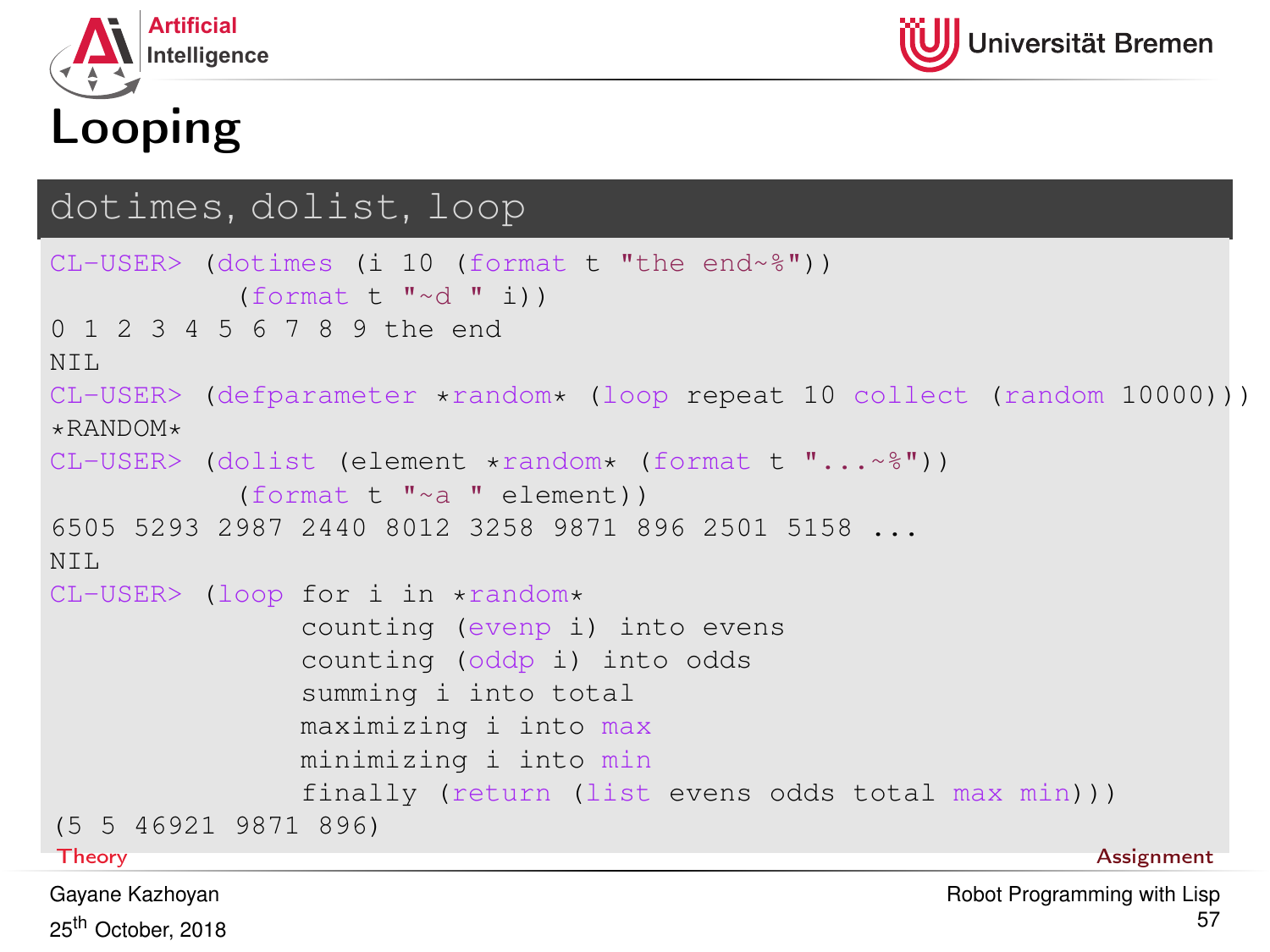# Looping

## dotimes, dolist, loop

```
CL-USER> (dotimes (i 10 (format t "the end~%"))
           (format t "~d " i))
0 1 2 3 4 5 6 7 8 9 the end
NIL
CL-USER> (defparameter *random* (loop repeat 10 collect (random 10000)))
*RANDOM*
CL-USER> (dolist (element *random* (format t "...~%"))
           (format t "~a " element))
6505 5293 2987 2440 8012 3258 9871 896 2501 5158 ...
NIL
CL-USER> (loop for i in *random*
               counting (evenp i) into evens
               counting (oddp i) into odds
               summing i into total
               maximizing i into max
               minimizing i into min
               finally (return (list evens odds total max min)))
(5 5 46921 9871 896)
```

Theory

Assignment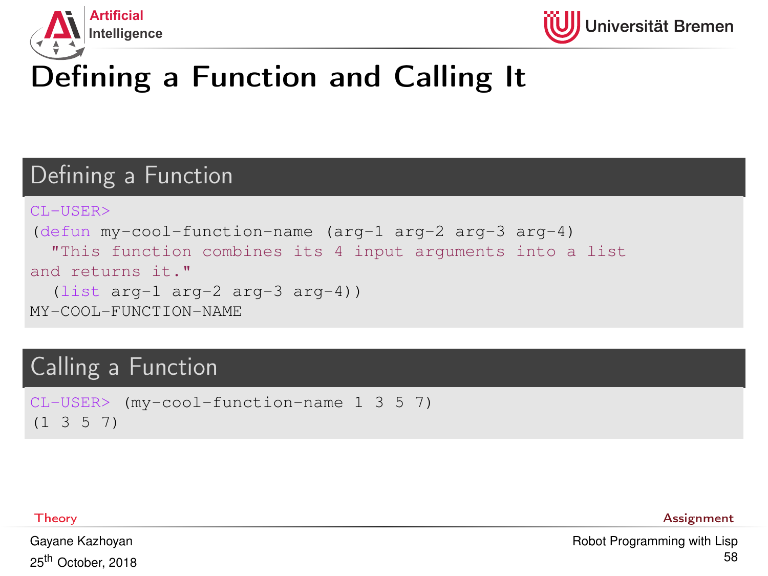# Defining a Function and Calling It

## Defining a Function

```
CL-USER>
(defun my-cool-function-name (arg-1 arg-2 arg-3 arg-4)
  "This function combines its 4 input arguments into a list
and returns it."
  (list arg-1 arg-2 arg-3 arg-4))
MY-COOL-FUNCTION-NAME
```

## Calling a Function

```
CL-USER> (my-cool-function-name 1 3 5 7)
(1 3 5 7)
```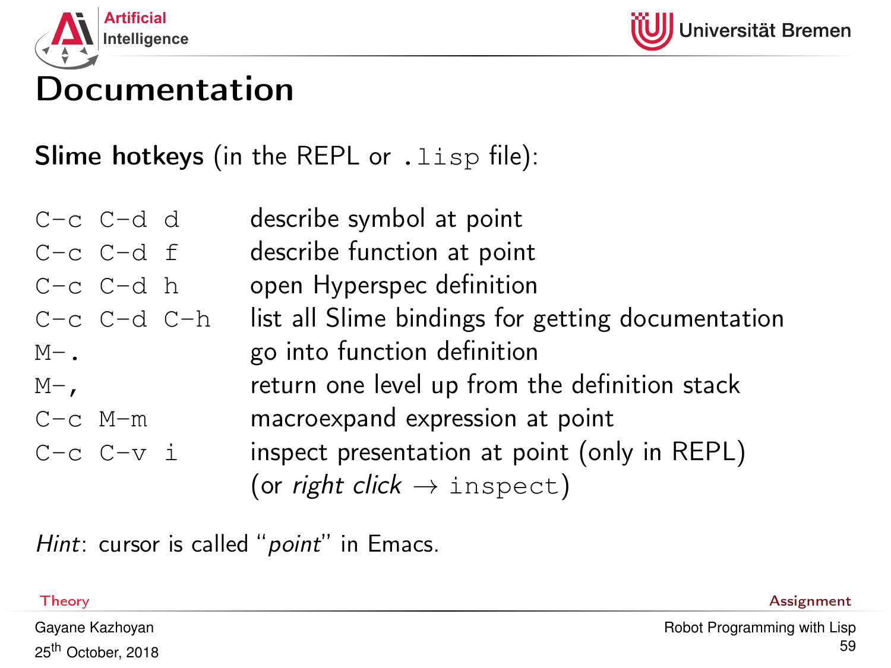# Documentation

**Slime hotkeys** (in the REPL or `.lisp` file):

| | |
|---|---|
| `C-c C-d d` | describe symbol at point |
| `C-c C-d f` | describe function at point |
| `C-c C-d h` | open Hyperspec definition |
| `C-c C-d C-h` | list all Slime bindings for getting documentation |
| `M-.` | go into function definition |
| `M-,` | return one level up from the definition stack |
| `C-c M-m` | macroexpand expression at point |
| `C-c C-v i` | inspect presentation at point (only in REPL) (or *right click* → `inspect`) |

*Hint*: cursor is called "*point*" in Emacs.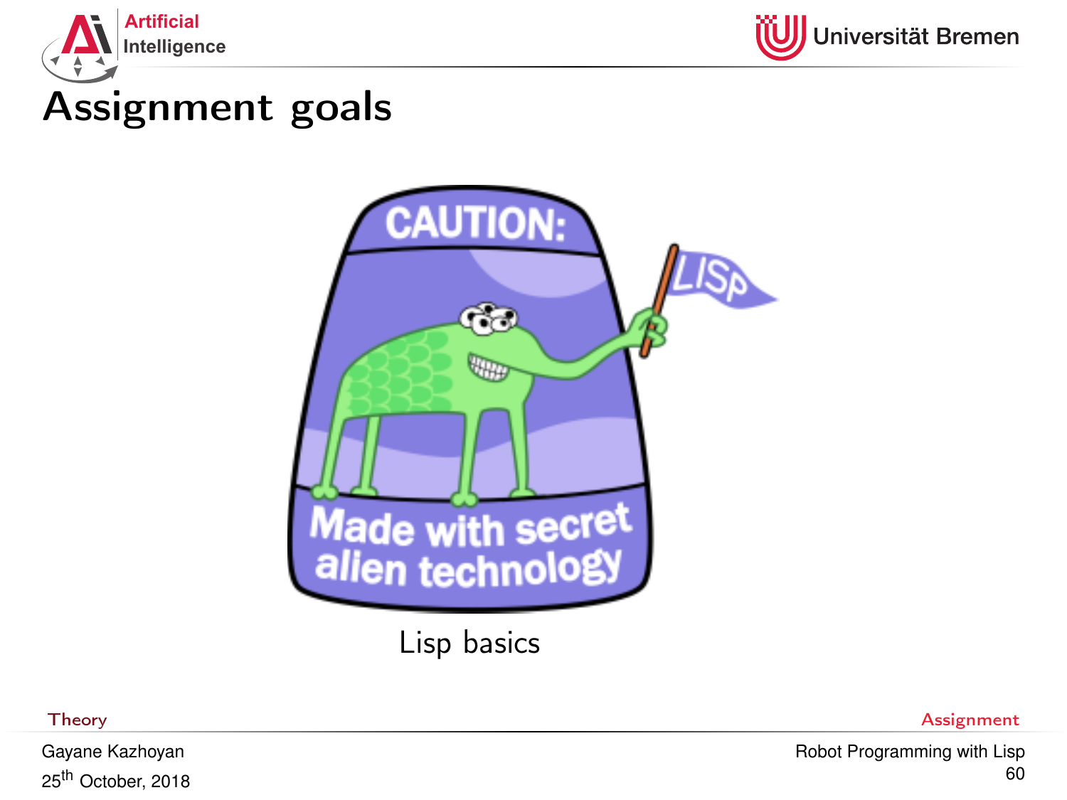# Assignment goals

Lisp basics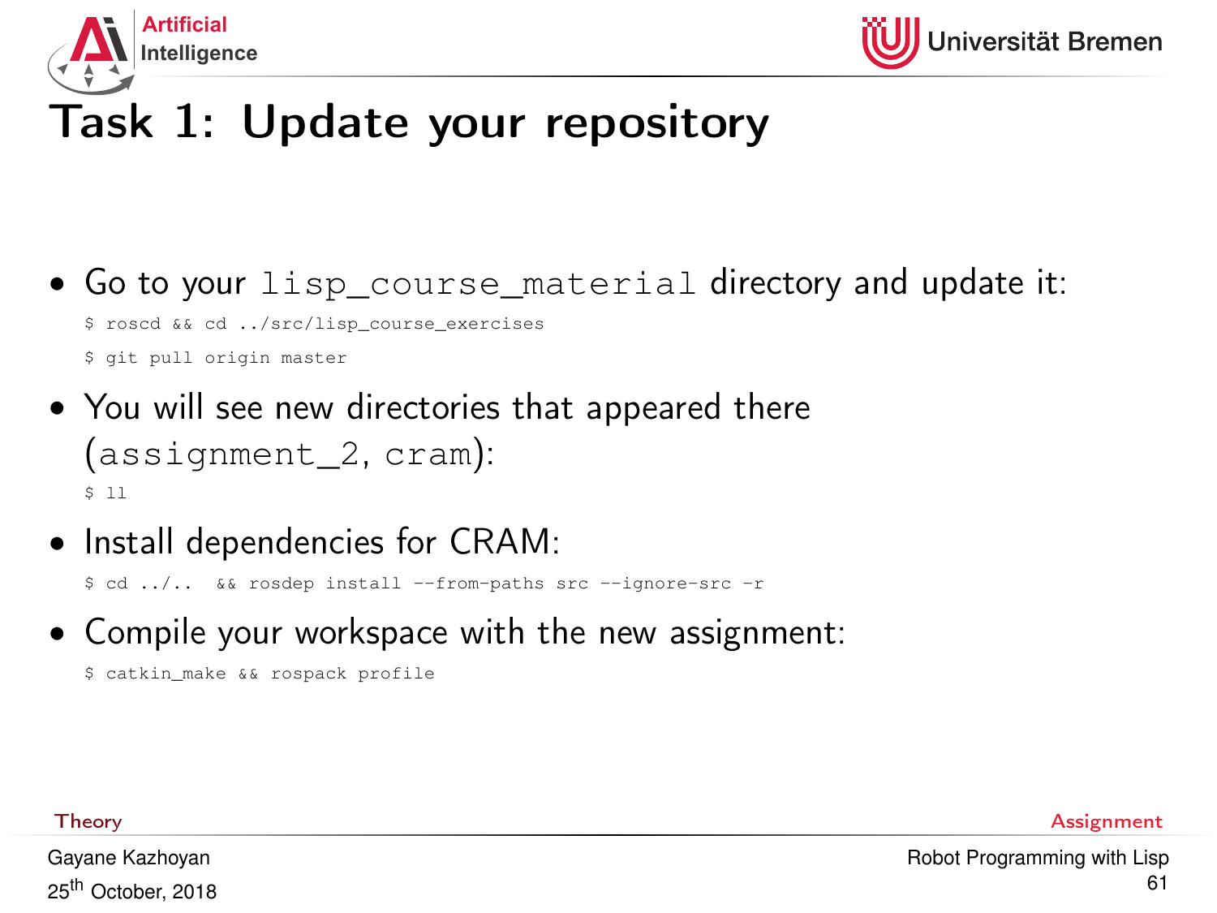# Task 1: Update your repository

- Go to your `lisp_course_material` directory and update it:

```
$ roscd && cd ../src/lisp_course_exercises
$ git pull origin master
```

- You will see new directories that appeared there (`assignment_2`, `cram`):

```
$ ll
```

- Install dependencies for CRAM:

```
$ cd ../..  && rosdep install --from-paths src --ignore-src -r
```

- Compile your workspace with the new assignment:

```
$ catkin_make && rospack profile
```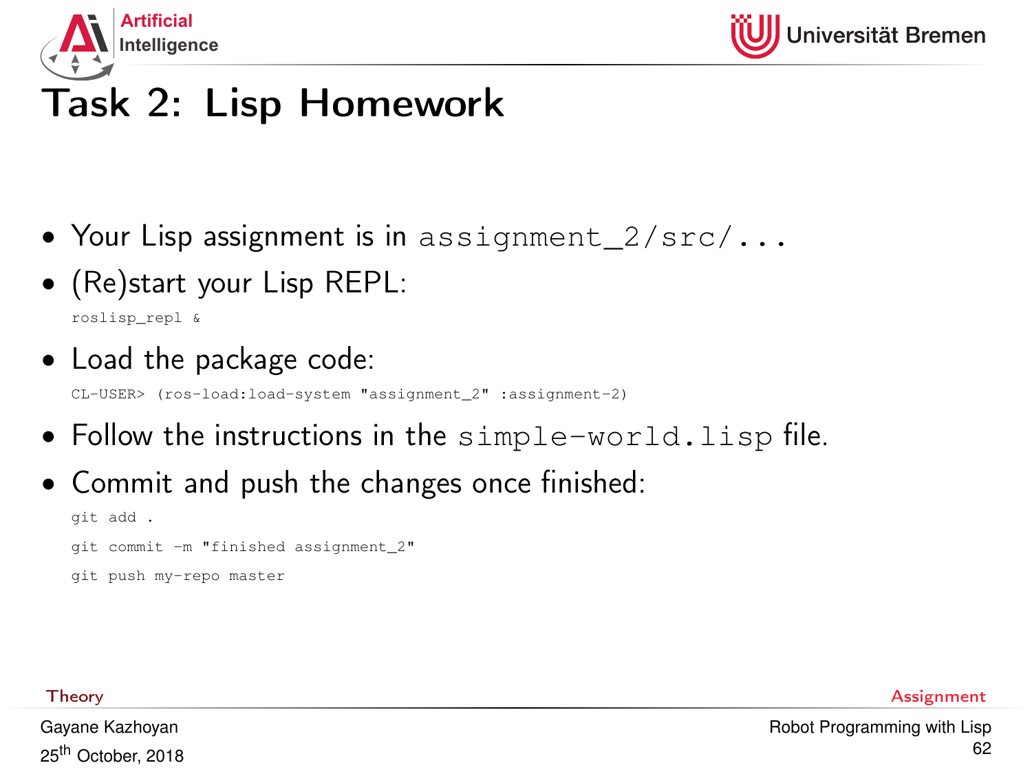# Task 2: Lisp Homework

- Your Lisp assignment is in `assignment_2/src/...`
- (Re)start your Lisp REPL:

```
roslisp_repl &
```

- Load the package code:

```
CL-USER> (ros-load:load-system "assignment_2" :assignment-2)
```

- Follow the instructions in the `simple-world.lisp` file.
- Commit and push the changes once finished:

```
git add .
git commit -m "finished assignment_2"
git push my-repo master
```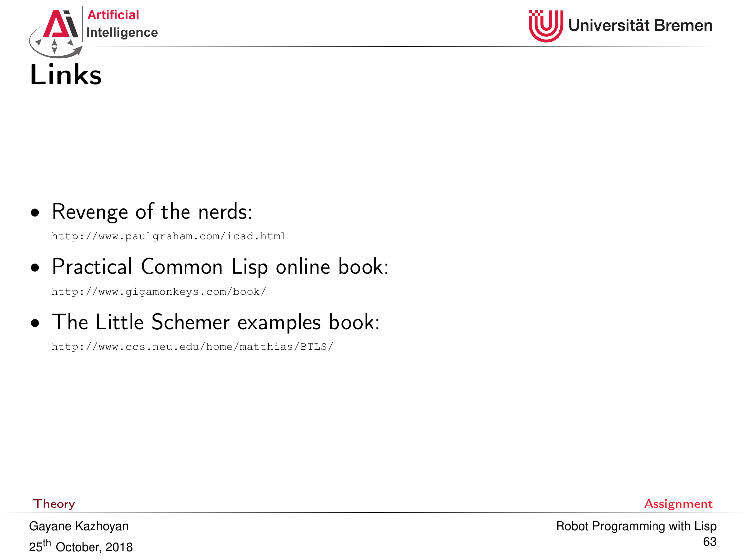# Links

- Revenge of the nerds:
  http://www.paulgraham.com/icad.html
- Practical Common Lisp online book:
  http://www.gigamonkeys.com/book/
- The Little Schemer examples book:
  http://www.ccs.neu.edu/home/matthias/BTLS/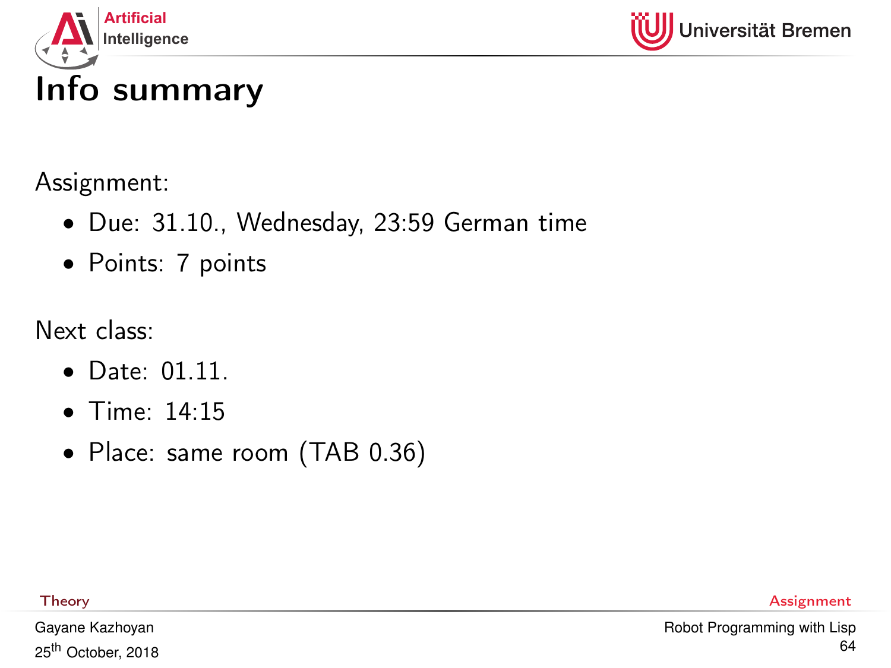# Info summary

Assignment:

- Due: 31.10., Wednesday, 23:59 German time
- Points: 7 points

Next class:

- Date: 01.11.
- Time: 14:15
- Place: same room (TAB 0.36)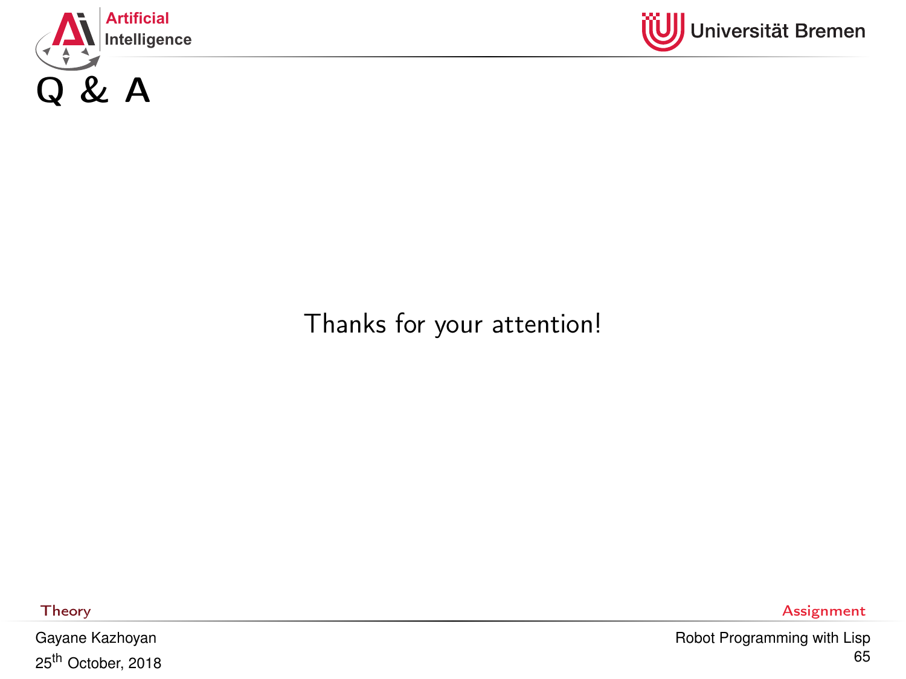# Q & A

Thanks for your attention!